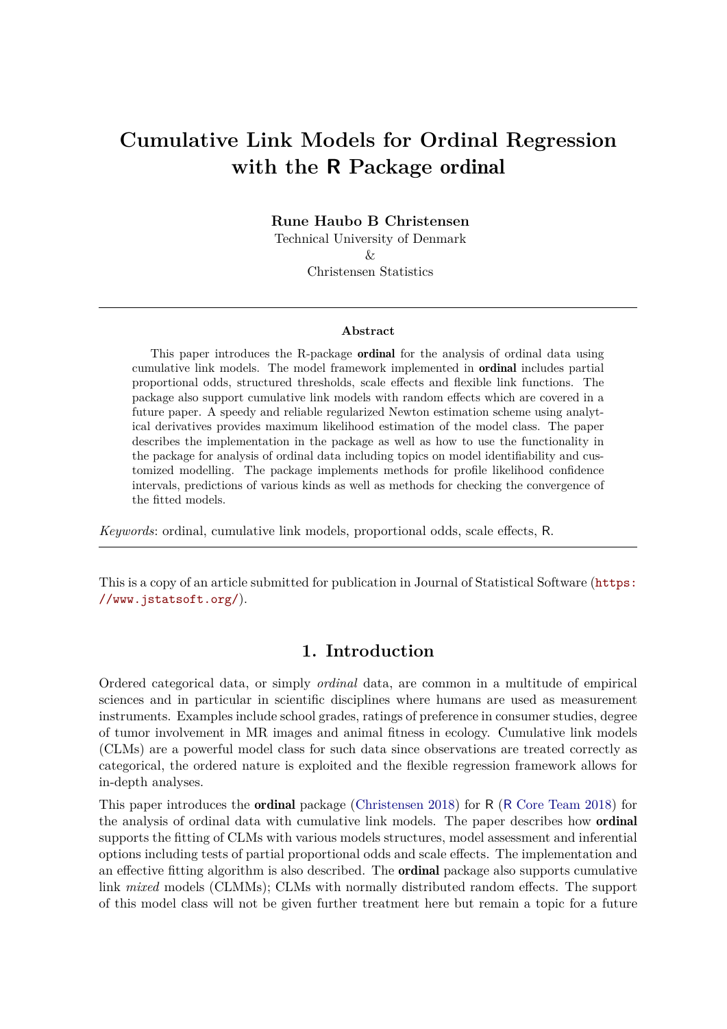# Cumulative Link Models for Ordinal Regression with the R Package ordinal

**Rune Haubo B Christensen**

Technical University of Denmark

&

Christensen Statistics

---

**Abstract**

This paper introduces the R-package **ordinal** for the analysis of ordinal data using cumulative link models. The model framework implemented in **ordinal** includes partial proportional odds, structured thresholds, scale effects and flexible link functions. The package also support cumulative link models with random effects which are covered in a future paper. A speedy and reliable regularized Newton estimation scheme using analytical derivatives provides maximum likelihood estimation of the model class. The paper describes the implementation in the package as well as how to use the functionality in the package for analysis of ordinal data including topics on model identifiability and customized modelling. The package implements methods for profile likelihood confidence intervals, predictions of various kinds as well as methods for checking the convergence of the fitted models.

*Keywords*: ordinal, cumulative link models, proportional odds, scale effects, R.

---

This is a copy of an article submitted for publication in Journal of Statistical Software (https://www.jstatsoft.org/).

## 1. Introduction

Ordered categorical data, or simply *ordinal* data, are common in a multitude of empirical sciences and in particular in scientific disciplines where humans are used as measurement instruments. Examples include school grades, ratings of preference in consumer studies, degree of tumor involvement in MR images and animal fitness in ecology. Cumulative link models (CLMs) are a powerful model class for such data since observations are treated correctly as categorical, the ordered nature is exploited and the flexible regression framework allows for in-depth analyses.

This paper introduces the **ordinal** package (Christensen 2018) for R (R Core Team 2018) for the analysis of ordinal data with cumulative link models. The paper describes how **ordinal** supports the fitting of CLMs with various models structures, model assessment and inferential options including tests of partial proportional odds and scale effects. The implementation and an effective fitting algorithm is also described. The **ordinal** package also supports cumulative link *mixed* models (CLMMs); CLMs with normally distributed random effects. The support of this model class will not be given further treatment here but remain a topic for a future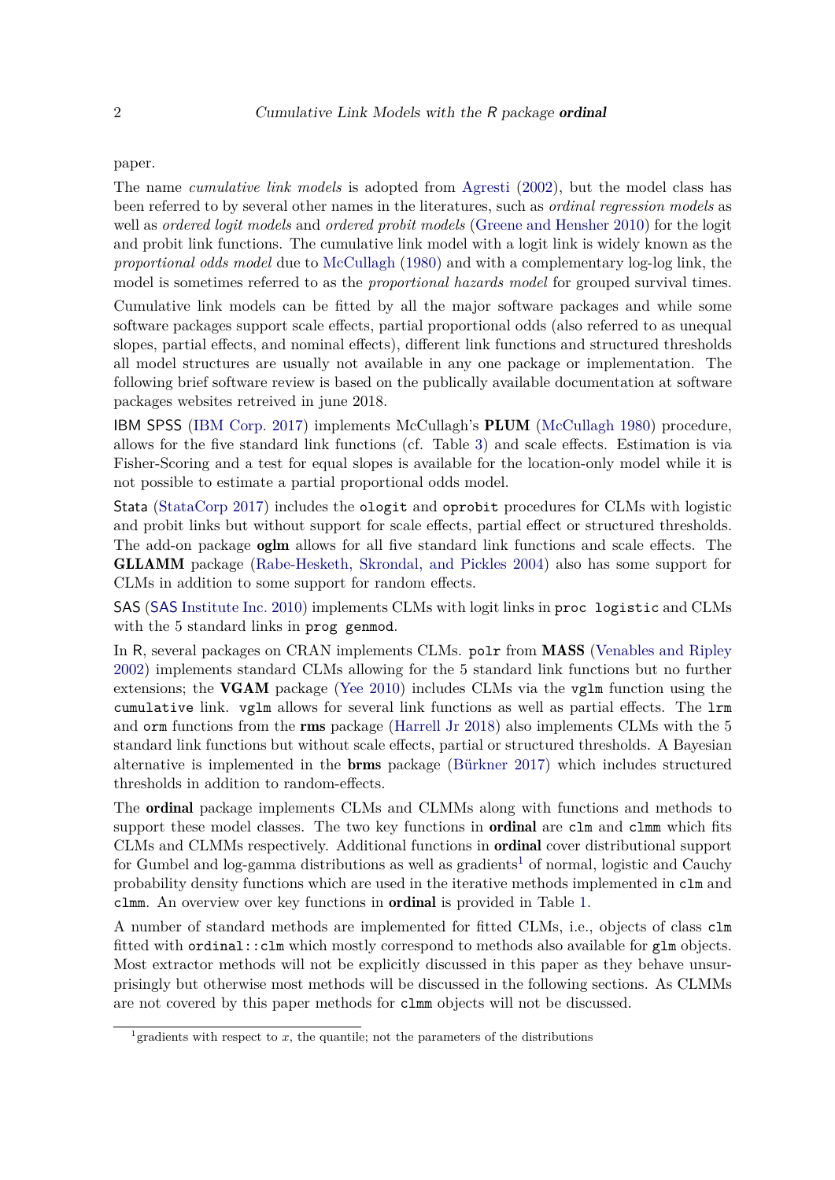paper.

The name *cumulative link models* is adopted from Agresti (2002), but the model class has been referred to by several other names in the literatures, such as *ordinal regression models* as well as *ordered logit models* and *ordered probit models* (Greene and Hensher 2010) for the logit and probit link functions. The cumulative link model with a logit link is widely known as the *proportional odds model* due to McCullagh (1980) and with a complementary log-log link, the model is sometimes referred to as the *proportional hazards model* for grouped survival times.

Cumulative link models can be fitted by all the major software packages and while some software packages support scale effects, partial proportional odds (also referred to as unequal slopes, partial effects, and nominal effects), different link functions and structured thresholds all model structures are usually not available in any one package or implementation. The following brief software review is based on the publically available documentation at software packages websites retreived in june 2018.

IBM SPSS (IBM Corp. 2017) implements McCullagh's **PLUM** (McCullagh 1980) procedure, allows for the five standard link functions (cf. Table 3) and scale effects. Estimation is via Fisher-Scoring and a test for equal slopes is available for the location-only model while it is not possible to estimate a partial proportional odds model.

Stata (StataCorp 2017) includes the `ologit` and `oprobit` procedures for CLMs with logistic and probit links but without support for scale effects, partial effect or structured thresholds. The add-on package **oglm** allows for all five standard link functions and scale effects. The **GLLAMM** package (Rabe-Hesketh, Skrondal, and Pickles 2004) also has some support for CLMs in addition to some support for random effects.

SAS (SAS Institute Inc. 2010) implements CLMs with logit links in `proc logistic` and CLMs with the 5 standard links in `prog genmod`.

In R, several packages on CRAN implements CLMs. `polr` from **MASS** (Venables and Ripley 2002) implements standard CLMs allowing for the 5 standard link functions but no further extensions; the **VGAM** package (Yee 2010) includes CLMs via the `vglm` function using the `cumulative` link. `vglm` allows for several link functions as well as partial effects. The `lrm` and `orm` functions from the **rms** package (Harrell Jr 2018) also implements CLMs with the 5 standard link functions but without scale effects, partial or structured thresholds. A Bayesian alternative is implemented in the **brms** package (Bürkner 2017) which includes structured thresholds in addition to random-effects.

The **ordinal** package implements CLMs and CLMMs along with functions and methods to support these model classes. The two key functions in **ordinal** are `clm` and `clmm` which fits CLMs and CLMMs respectively. Additional functions in **ordinal** cover distributional support for Gumbel and log-gamma distributions as well as gradients[1] of normal, logistic and Cauchy probability density functions which are used in the iterative methods implemented in `clm` and `clmm`. An overview over key functions in **ordinal** is provided in Table 1.

A number of standard methods are implemented for fitted CLMs, i.e., objects of class `clm` fitted with `ordinal::clm` which mostly correspond to methods also available for `glm` objects. Most extractor methods will not be explicitly discussed in this paper as they behave unsurprisingly but otherwise most methods will be discussed in the following sections. As CLMMs are not covered by this paper methods for `clmm` objects will not be discussed.

[1] gradients with respect to $x$, the quantile; not the parameters of the distributions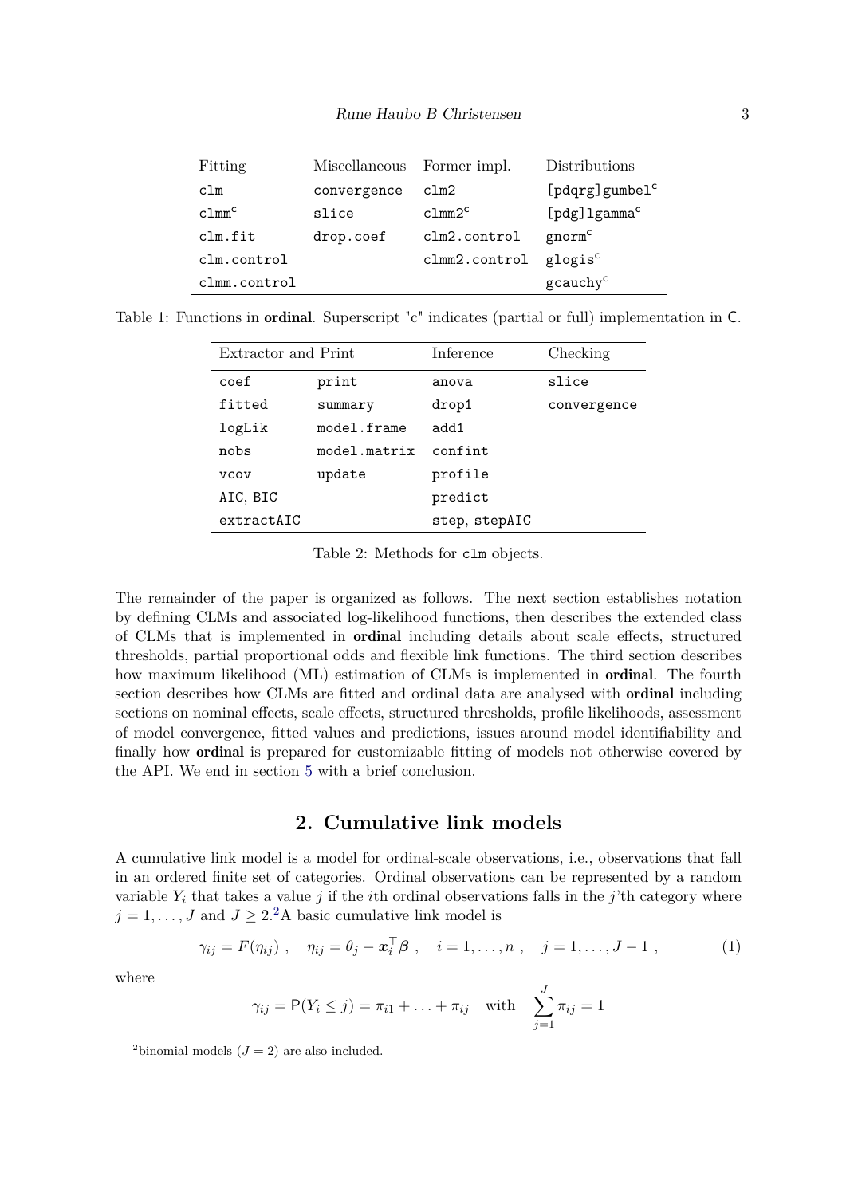| Fitting | Miscellaneous | Former impl. | Distributions |
|---|---|---|---|
| `clm` | `convergence` | `clm2` | `[pdqrg]gumbel`$^{c}$ |
| `clmm`$^{c}$ | `slice` | `clmm2`$^{c}$ | `[pdg]lgamma`$^{c}$ |
| `clm.fit` | `drop.coef` | `clm2.control` | `gnorm`$^{c}$ |
| `clm.control` | | `clmm2.control` | `glogis`$^{c}$ |
| `clmm.control` | | | `gcauchy`$^{c}$ |

Table 1: Functions in **ordinal**. Superscript "c" indicates (partial or full) implementation in C.

| Extractor and Print | | Inference | Checking |
|---|---|---|---|
| `coef` | `print` | `anova` | `slice` |
| `fitted` | `summary` | `drop1` | `convergence` |
| `logLik` | `model.frame` | `add1` | |
| `nobs` | `model.matrix` | `confint` | |
| `vcov` | `update` | `profile` | |
| `AIC`, `BIC` | | `predict` | |
| `extractAIC` | | `step`, `stepAIC` | |

Table 2: Methods for `clm` objects.

The remainder of the paper is organized as follows. The next section establishes notation by defining CLMs and associated log-likelihood functions, then describes the extended class of CLMs that is implemented in **ordinal** including details about scale effects, structured thresholds, partial proportional odds and flexible link functions. The third section describes how maximum likelihood (ML) estimation of CLMs is implemented in **ordinal**. The fourth section describes how CLMs are fitted and ordinal data are analysed with **ordinal** including sections on nominal effects, scale effects, structured thresholds, profile likelihoods, assessment of model convergence, fitted values and predictions, issues around model identifiability and finally how **ordinal** is prepared for customizable fitting of models not otherwise covered by the API. We end in section 5 with a brief conclusion.

## 2. Cumulative link models

A cumulative link model is a model for ordinal-scale observations, i.e., observations that fall in an ordered finite set of categories. Ordinal observations can be represented by a random variable $Y_i$ that takes a value $j$ if the $i$th ordinal observations falls in the $j$'th category where $j = 1, \ldots, J$ and $J \geq 2$.[2] A basic cumulative link model is

$$\gamma_{ij} = F(\eta_{ij}) \,, \quad \eta_{ij} = \theta_j - \boldsymbol{x}_i^\top \boldsymbol{\beta} \,, \quad i = 1, \ldots, n \,, \quad j = 1, \ldots, J-1 \,, \tag{1}$$

where

$$\gamma_{ij} = \mathsf{P}(Y_i \leq j) = \pi_{i1} + \ldots + \pi_{ij} \quad \text{with} \quad \sum_{j=1}^{J} \pi_{ij} = 1$$

[2] binomial models ($J = 2$) are also included.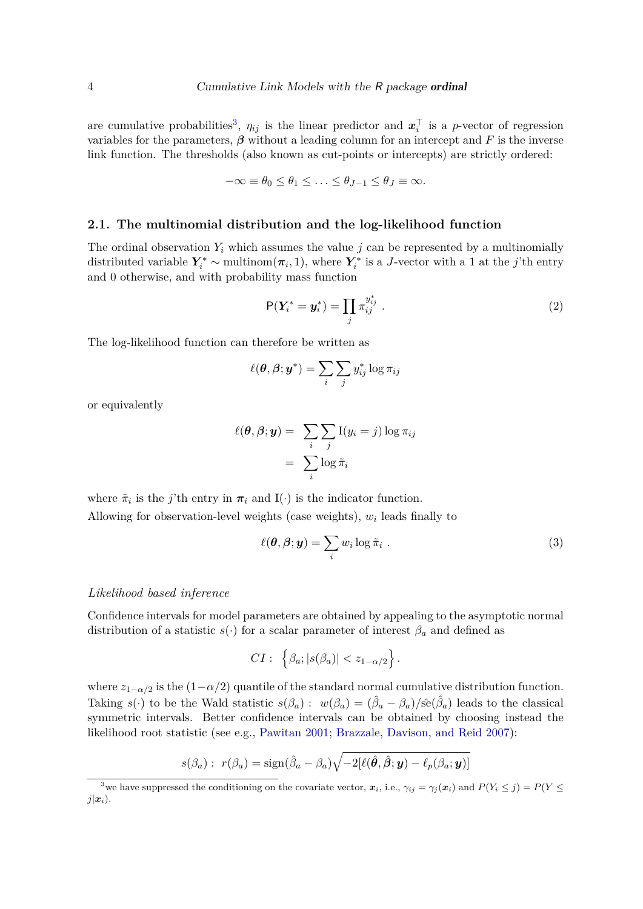are cumulative probabilities[3], $\eta_{ij}$ is the linear predictor and $\boldsymbol{x}_i^\top$ is a $p$-vector of regression variables for the parameters, $\boldsymbol{\beta}$ without a leading column for an intercept and $F$ is the inverse link function. The thresholds (also known as cut-points or intercepts) are strictly ordered:

$$-\infty \equiv \theta_0 \leq \theta_1 \leq \ldots \leq \theta_{J-1} \leq \theta_J \equiv \infty.$$

### 2.1. The multinomial distribution and the log-likelihood function

The ordinal observation $Y_i$ which assumes the value $j$ can be represented by a multinomially distributed variable $\boldsymbol{Y}_i^* \sim \text{multinom}(\boldsymbol{\pi}_i, 1)$, where $\boldsymbol{Y}_i^*$ is a $J$-vector with a 1 at the $j$'th entry and 0 otherwise, and with probability mass function

$$\mathsf{P}(\boldsymbol{Y}_i^* = \boldsymbol{y}_i^*) = \prod_j \pi_{ij}^{y_{ij}^*} \,. \tag{2}$$

The log-likelihood function can therefore be written as

$$\ell(\boldsymbol{\theta}, \boldsymbol{\beta}; \boldsymbol{y}^*) = \sum_i \sum_j y_{ij}^* \log \pi_{ij}$$

or equivalently

$$\begin{aligned}
\ell(\boldsymbol{\theta}, \boldsymbol{\beta}; \boldsymbol{y}) &= \sum_i \sum_j \mathrm{I}(y_i = j) \log \pi_{ij} \\
&= \sum_i \log \tilde{\pi}_i
\end{aligned}$$

where $\tilde{\pi}_i$ is the $j$'th entry in $\boldsymbol{\pi}_i$ and $\mathrm{I}(\cdot)$ is the indicator function.

Allowing for observation-level weights (case weights), $w_i$ leads finally to

$$\ell(\boldsymbol{\theta}, \boldsymbol{\beta}; \boldsymbol{y}) = \sum_i w_i \log \tilde{\pi}_i \,. \tag{3}$$

*Likelihood based inference*

Confidence intervals for model parameters are obtained by appealing to the asymptotic normal distribution of a statistic $s(\cdot)$ for a scalar parameter of interest $\beta_a$ and defined as

$$CI: \; \left\{ \beta_a; |s(\beta_a)| < z_{1-\alpha/2} \right\}.$$

where $z_{1-\alpha/2}$ is the $(1-\alpha/2)$ quantile of the standard normal cumulative distribution function. Taking $s(\cdot)$ to be the Wald statistic $s(\beta_a): \; w(\beta_a) = (\hat{\beta}_a - \beta_a)/\hat{\text{se}}(\hat{\beta}_a)$ leads to the classical symmetric intervals. Better confidence intervals can be obtained by choosing instead the likelihood root statistic (see e.g., Pawitan 2001; Brazzale, Davison, and Reid 2007):

$$s(\beta_a): \; r(\beta_a) = \text{sign}(\hat{\beta}_a - \beta_a) \sqrt{-2[\ell(\hat{\boldsymbol{\theta}}, \hat{\boldsymbol{\beta}}; \boldsymbol{y}) - \ell_p(\beta_a; \boldsymbol{y})]}$$

[3] we have suppressed the conditioning on the covariate vector, $\boldsymbol{x}_i$, i.e., $\gamma_{ij} = \gamma_j(\boldsymbol{x}_i)$ and $P(Y_i \leq j) = P(Y \leq j | \boldsymbol{x}_i)$.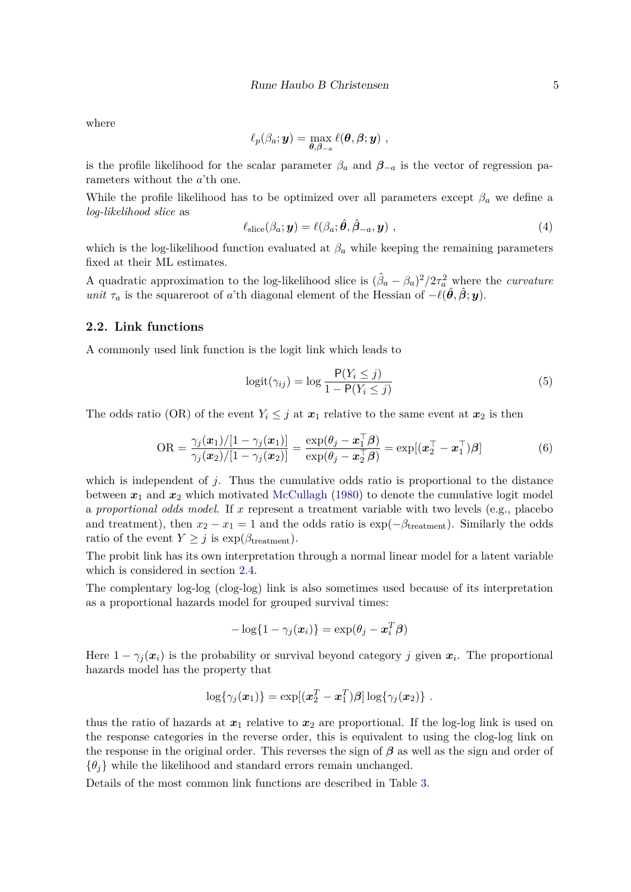where

$$\ell_p(\beta_a; \boldsymbol{y}) = \max_{\boldsymbol{\theta}, \boldsymbol{\beta}_{-a}} \ell(\boldsymbol{\theta}, \boldsymbol{\beta}; \boldsymbol{y}) \ ,$$

is the profile likelihood for the scalar parameter $\beta_a$ and $\boldsymbol{\beta}_{-a}$ is the vector of regression parameters without the $a$'th one.

While the profile likelihood has to be optimized over all parameters except $\beta_a$ we define a *log-likelihood slice* as

$$\ell_{\text{slice}}(\beta_a; \boldsymbol{y}) = \ell(\beta_a; \hat{\boldsymbol{\theta}}, \hat{\boldsymbol{\beta}}_{-a}, \boldsymbol{y}) \ , \tag{4}$$

which is the log-likelihood function evaluated at $\beta_a$ while keeping the remaining parameters fixed at their ML estimates.

A quadratic approximation to the log-likelihood slice is $(\hat{\beta}_a - \beta_a)^2 / 2\tau_a^2$ where the *curvature unit* $\tau_a$ is the squareroot of $a$'th diagonal element of the Hessian of $-\ell(\hat{\boldsymbol{\theta}}, \hat{\boldsymbol{\beta}}; \boldsymbol{y})$.

## 2.2. Link functions

A commonly used link function is the logit link which leads to

$$\text{logit}(\gamma_{ij}) = \log \frac{\mathsf{P}(Y_i \leq j)}{1 - \mathsf{P}(Y_i \leq j)} \tag{5}$$

The odds ratio (OR) of the event $Y_i \leq j$ at $\boldsymbol{x}_1$ relative to the same event at $\boldsymbol{x}_2$ is then

$$\text{OR} = \frac{\gamma_j(\boldsymbol{x}_1)/[1 - \gamma_j(\boldsymbol{x}_1)]}{\gamma_j(\boldsymbol{x}_2)/[1 - \gamma_j(\boldsymbol{x}_2)]} = \frac{\exp(\theta_j - \boldsymbol{x}_1^\top \boldsymbol{\beta})}{\exp(\theta_j - \boldsymbol{x}_2^\top \boldsymbol{\beta})} = \exp[(\boldsymbol{x}_2^\top - \boldsymbol{x}_1^\top)\boldsymbol{\beta}] \tag{6}$$

which is independent of $j$. Thus the cumulative odds ratio is proportional to the distance between $\boldsymbol{x}_1$ and $\boldsymbol{x}_2$ which motivated McCullagh (1980) to denote the cumulative logit model a *proportional odds model*. If $x$ represent a treatment variable with two levels (e.g., placebo and treatment), then $x_2 - x_1 = 1$ and the odds ratio is $\exp(-\beta_{\text{treatment}})$. Similarly the odds ratio of the event $Y \geq j$ is $\exp(\beta_{\text{treatment}})$.

The probit link has its own interpretation through a normal linear model for a latent variable which is considered in section 2.4.

The complentary log-log (clog-log) link is also sometimes used because of its interpretation as a proportional hazards model for grouped survival times:

$$-\log\{1 - \gamma_j(\boldsymbol{x}_i)\} = \exp(\theta_j - \boldsymbol{x}_i^T \boldsymbol{\beta})$$

Here $1 - \gamma_j(\boldsymbol{x}_i)$ is the probability or survival beyond category $j$ given $\boldsymbol{x}_i$. The proportional hazards model has the property that

$$\log\{\gamma_j(\boldsymbol{x}_1)\} = \exp[(\boldsymbol{x}_2^T - \boldsymbol{x}_1^T)\boldsymbol{\beta}] \log\{\gamma_j(\boldsymbol{x}_2)\} \ .$$

thus the ratio of hazards at $\boldsymbol{x}_1$ relative to $\boldsymbol{x}_2$ are proportional. If the log-log link is used on the response categories in the reverse order, this is equivalent to using the clog-log link on the response in the original order. This reverses the sign of $\boldsymbol{\beta}$ as well as the sign and order of $\{\theta_j\}$ while the likelihood and standard errors remain unchanged.

Details of the most common link functions are described in Table 3.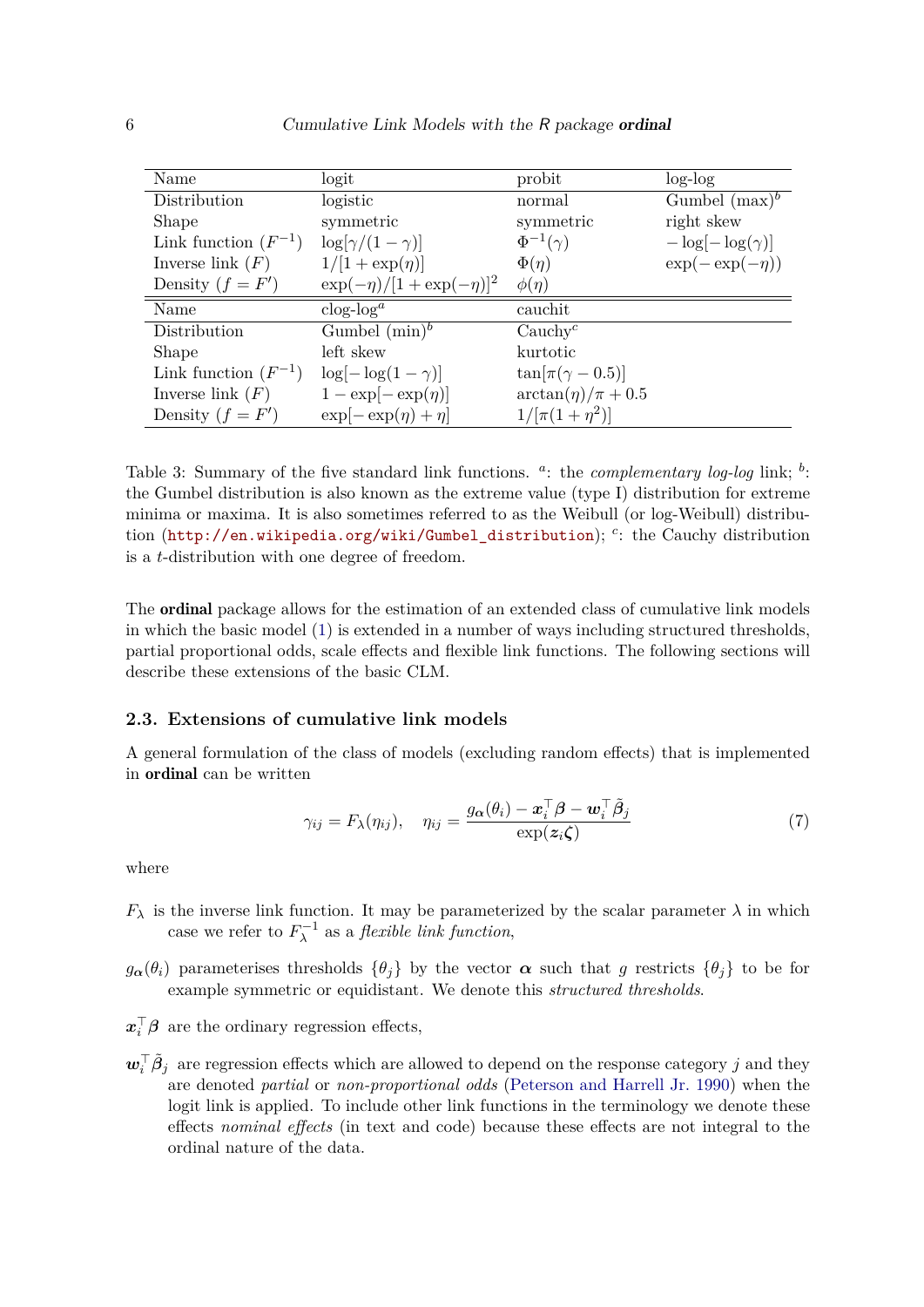| Name | logit | probit | log-log |
|---|---|---|---|
| Distribution | logistic | normal | Gumbel (max)[b] |
| Shape | symmetric | symmetric | right skew |
| Link function ($F^{-1}$) | $\log[\gamma/(1-\gamma)]$ | $\Phi^{-1}(\gamma)$ | $-\log[-\log(\gamma)]$ |
| Inverse link ($F$) | $1/[1+\exp(\eta)]$ | $\Phi(\eta)$ | $\exp(-\exp(-\eta))$ |
| Density ($f = F'$) | $\exp(-\eta)/[1+\exp(-\eta)]^2$ | $\phi(\eta)$ | |
| **Name** | **clog-log[a]** | **cauchit** | |
| Distribution | Gumbel (min)[b] | Cauchy[c] | |
| Shape | left skew | kurtotic | |
| Link function ($F^{-1}$) | $\log[-\log(1-\gamma)]$ | $\tan[\pi(\gamma-0.5)]$ | |
| Inverse link ($F$) | $1-\exp[-\exp(\eta)]$ | $\arctan(\eta)/\pi + 0.5$ | |
| Density ($f = F'$) | $\exp[-\exp(\eta)+\eta]$ | $1/[\pi(1+\eta^2)]$ | |

Table 3: Summary of the five standard link functions. [a]: the *complementary log-log* link; [b]: the Gumbel distribution is also known as the extreme value (type I) distribution for extreme minima or maxima. It is also sometimes referred to as the Weibull (or log-Weibull) distribution (http://en.wikipedia.org/wiki/Gumbel_distribution); [c]: the Cauchy distribution is a $t$-distribution with one degree of freedom.

The **ordinal** package allows for the estimation of an extended class of cumulative link models in which the basic model (1) is extended in a number of ways including structured thresholds, partial proportional odds, scale effects and flexible link functions. The following sections will describe these extensions of the basic CLM.

### 2.3. Extensions of cumulative link models

A general formulation of the class of models (excluding random effects) that is implemented in **ordinal** can be written

$$\gamma_{ij} = F_\lambda(\eta_{ij}), \quad \eta_{ij} = \frac{g_{\boldsymbol{\alpha}}(\theta_i) - \boldsymbol{x}_i^\top \boldsymbol{\beta} - \boldsymbol{w}_i^\top \tilde{\boldsymbol{\beta}}_j}{\exp(\boldsymbol{z}_i \boldsymbol{\zeta})} \tag{7}$$

where

$F_\lambda$ is the inverse link function. It may be parameterized by the scalar parameter $\lambda$ in which case we refer to $F_\lambda^{-1}$ as a *flexible link function*,

$g_{\boldsymbol{\alpha}}(\theta_i)$ parameterises thresholds $\{\theta_j\}$ by the vector $\boldsymbol{\alpha}$ such that $g$ restricts $\{\theta_j\}$ to be for example symmetric or equidistant. We denote this *structured thresholds*.

$\boldsymbol{x}_i^\top \boldsymbol{\beta}$ are the ordinary regression effects,

$\boldsymbol{w}_i^\top \tilde{\boldsymbol{\beta}}_j$ are regression effects which are allowed to depend on the response category $j$ and they are denoted *partial* or *non-proportional odds* (Peterson and Harrell Jr. 1990) when the logit link is applied. To include other link functions in the terminology we denote these effects *nominal effects* (in text and code) because these effects are not integral to the ordinal nature of the data.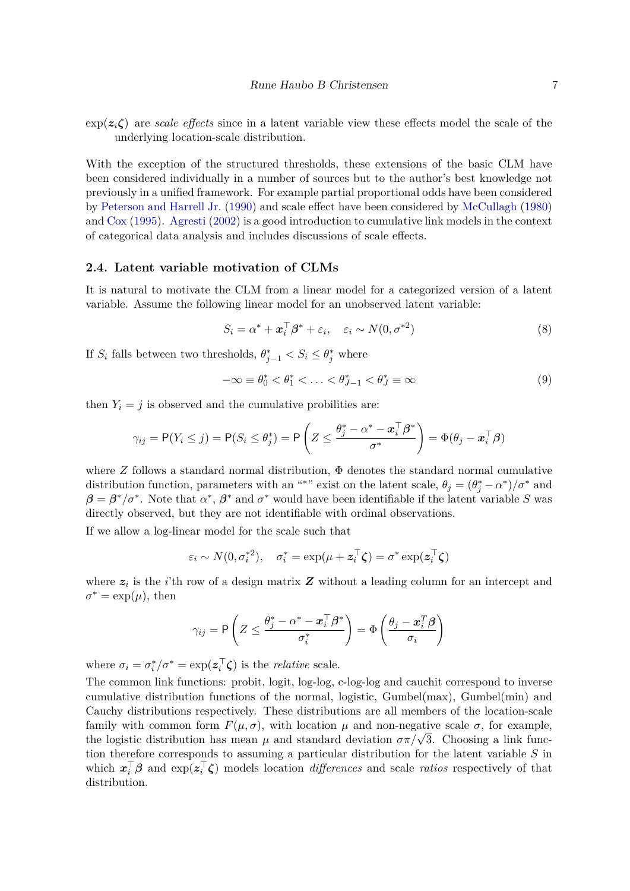$\exp(\boldsymbol{z}_i\boldsymbol{\zeta})$ are *scale effects* since in a latent variable view these effects model the scale of the underlying location-scale distribution.

With the exception of the structured thresholds, these extensions of the basic CLM have been considered individually in a number of sources but to the author's best knowledge not previously in a unified framework. For example partial proportional odds have been considered by Peterson and Harrell Jr. (1990) and scale effect have been considered by McCullagh (1980) and Cox (1995). Agresti (2002) is a good introduction to cumulative link models in the context of categorical data analysis and includes discussions of scale effects.

### 2.4. Latent variable motivation of CLMs

It is natural to motivate the CLM from a linear model for a categorized version of a latent variable. Assume the following linear model for an unobserved latent variable:

$$S_i = \alpha^* + \boldsymbol{x}_i^\top \boldsymbol{\beta}^* + \varepsilon_i, \quad \varepsilon_i \sim N(0, \sigma^{*2}) \tag{8}$$

If $S_i$ falls between two thresholds, $\theta_{j-1}^* < S_i \leq \theta_j^*$ where

$$-\infty \equiv \theta_0^* < \theta_1^* < \ldots < \theta_{J-1}^* < \theta_J^* \equiv \infty \tag{9}$$

then $Y_i = j$ is observed and the cumulative probilities are:

$$\gamma_{ij} = \mathsf{P}(Y_i \leq j) = \mathsf{P}(S_i \leq \theta_j^*) = \mathsf{P}\left(Z \leq \frac{\theta_j^* - \alpha^* - \boldsymbol{x}_i^\top \boldsymbol{\beta}^*}{\sigma^*}\right) = \Phi(\theta_j - \boldsymbol{x}_i^\top \boldsymbol{\beta})$$

where $Z$ follows a standard normal distribution, $\Phi$ denotes the standard normal cumulative distribution function, parameters with an "*" exist on the latent scale, $\theta_j = (\theta_j^* - \alpha^*)/\sigma^*$ and $\boldsymbol{\beta} = \boldsymbol{\beta}^*/\sigma^*$. Note that $\alpha^*$, $\boldsymbol{\beta}^*$ and $\sigma^*$ would have been identifiable if the latent variable $S$ was directly observed, but they are not identifiable with ordinal observations.

If we allow a log-linear model for the scale such that

$$\varepsilon_i \sim N(0, \sigma_i^{*2}), \quad \sigma_i^* = \exp(\mu + \boldsymbol{z}_i^\top \boldsymbol{\zeta}) = \sigma^* \exp(\boldsymbol{z}_i^\top \boldsymbol{\zeta})$$

where $\boldsymbol{z}_i$ is the $i$'th row of a design matrix $\boldsymbol{Z}$ without a leading column for an intercept and $\sigma^* = \exp(\mu)$, then

$$\gamma_{ij} = \mathsf{P}\left(Z \leq \frac{\theta_j^* - \alpha^* - \boldsymbol{x}_i^\top \boldsymbol{\beta}^*}{\sigma_i^*}\right) = \Phi\left(\frac{\theta_j - \boldsymbol{x}_i^T \boldsymbol{\beta}}{\sigma_i}\right)$$

where $\sigma_i = \sigma_i^*/\sigma^* = \exp(\boldsymbol{z}_i^\top \boldsymbol{\zeta})$ is the *relative* scale.

The common link functions: probit, logit, log-log, c-log-log and cauchit correspond to inverse cumulative distribution functions of the normal, logistic, Gumbel(max), Gumbel(min) and Cauchy distributions respectively. These distributions are all members of the location-scale family with common form $F(\mu, \sigma)$, with location $\mu$ and non-negative scale $\sigma$, for example, the logistic distribution has mean $\mu$ and standard deviation $\sigma\pi/\sqrt{3}$. Choosing a link function therefore corresponds to assuming a particular distribution for the latent variable $S$ in which $\boldsymbol{x}_i^\top \boldsymbol{\beta}$ and $\exp(\boldsymbol{z}_i^\top \boldsymbol{\zeta})$ models location *differences* and scale *ratios* respectively of that distribution.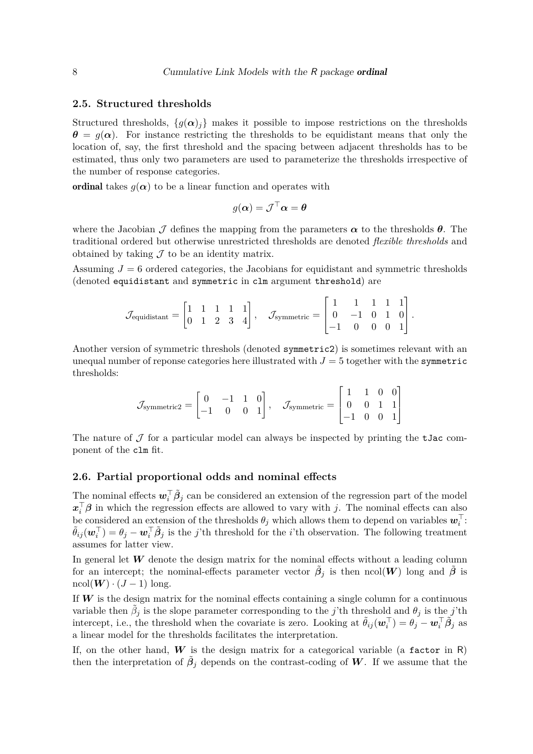### 2.5. Structured thresholds

Structured thresholds, $\{g(\boldsymbol{\alpha})_j\}$ makes it possible to impose restrictions on the thresholds $\boldsymbol{\theta} = g(\boldsymbol{\alpha})$. For instance restricting the thresholds to be equidistant means that only the location of, say, the first threshold and the spacing between adjacent thresholds has to be estimated, thus only two parameters are used to parameterize the thresholds irrespective of the number of response categories.

**ordinal** takes $g(\boldsymbol{\alpha})$ to be a linear function and operates with

$$g(\boldsymbol{\alpha}) = \mathcal{J}^\top \boldsymbol{\alpha} = \boldsymbol{\theta}$$

where the Jacobian $\mathcal{J}$ defines the mapping from the parameters $\boldsymbol{\alpha}$ to the thresholds $\boldsymbol{\theta}$. The traditional ordered but otherwise unrestricted thresholds are denoted *flexible thresholds* and obtained by taking $\mathcal{J}$ to be an identity matrix.

Assuming $J = 6$ ordered categories, the Jacobians for equidistant and symmetric thresholds (denoted `equidistant` and `symmetric` in `clm` argument `threshold`) are

$$\mathcal{J}_{\text{equidistant}} = \begin{bmatrix} 1 & 1 & 1 & 1 & 1 \\ 0 & 1 & 2 & 3 & 4 \end{bmatrix}, \quad \mathcal{J}_{\text{symmetric}} = \begin{bmatrix} 1 & 1 & 1 & 1 & 1 \\ 0 & -1 & 0 & 1 & 0 \\ -1 & 0 & 0 & 0 & 1 \end{bmatrix}.$$

Another version of symmetric threshols (denoted `symmetric2`) is sometimes relevant with an unequal number of reponse categories here illustrated with $J = 5$ together with the `symmetric` thresholds:

$$\mathcal{J}_{\text{symmetric2}} = \begin{bmatrix} 0 & -1 & 1 & 0 \\ -1 & 0 & 0 & 1 \end{bmatrix}, \quad \mathcal{J}_{\text{symmetric}} = \begin{bmatrix} 1 & 1 & 0 & 0 \\ 0 & 0 & 1 & 1 \\ -1 & 0 & 0 & 1 \end{bmatrix}$$

The nature of $\mathcal{J}$ for a particular model can always be inspected by printing the `tJac` component of the `clm` fit.

### 2.6. Partial proportional odds and nominal effects

The nominal effects $\boldsymbol{w}_i^\top \tilde{\boldsymbol{\beta}}_j$ can be considered an extension of the regression part of the model $\boldsymbol{x}_i^\top \boldsymbol{\beta}$ in which the regression effects are allowed to vary with $j$. The nominal effects can also be considered an extension of the thresholds $\theta_j$ which allows them to depend on variables $\boldsymbol{w}_i^\top$: $\tilde{\theta}_{ij}(\boldsymbol{w}_i^\top) = \theta_j - \boldsymbol{w}_i^\top \tilde{\boldsymbol{\beta}}_j$ is the $j$'th threshold for the $i$'th observation. The following treatment assumes for latter view.

In general let $\boldsymbol{W}$ denote the design matrix for the nominal effects without a leading column for an intercept; the nominal-effects parameter vector $\tilde{\boldsymbol{\beta}}_j$ is then $\text{ncol}(\boldsymbol{W})$ long and $\tilde{\boldsymbol{\beta}}$ is $\text{ncol}(\boldsymbol{W}) \cdot (J - 1)$ long.

If $\boldsymbol{W}$ is the design matrix for the nominal effects containing a single column for a continuous variable then $\tilde{\beta}_j$ is the slope parameter corresponding to the $j$'th threshold and $\theta_j$ is the $j$'th intercept, i.e., the threshold when the covariate is zero. Looking at $\tilde{\theta}_{ij}(\boldsymbol{w}_i^\top) = \theta_j - \boldsymbol{w}_i^\top \tilde{\boldsymbol{\beta}}_j$ as a linear model for the thresholds facilitates the interpretation.

If, on the other hand, $\boldsymbol{W}$ is the design matrix for a categorical variable (a `factor` in R) then the interpretation of $\tilde{\boldsymbol{\beta}}_j$ depends on the contrast-coding of $\boldsymbol{W}$. If we assume that the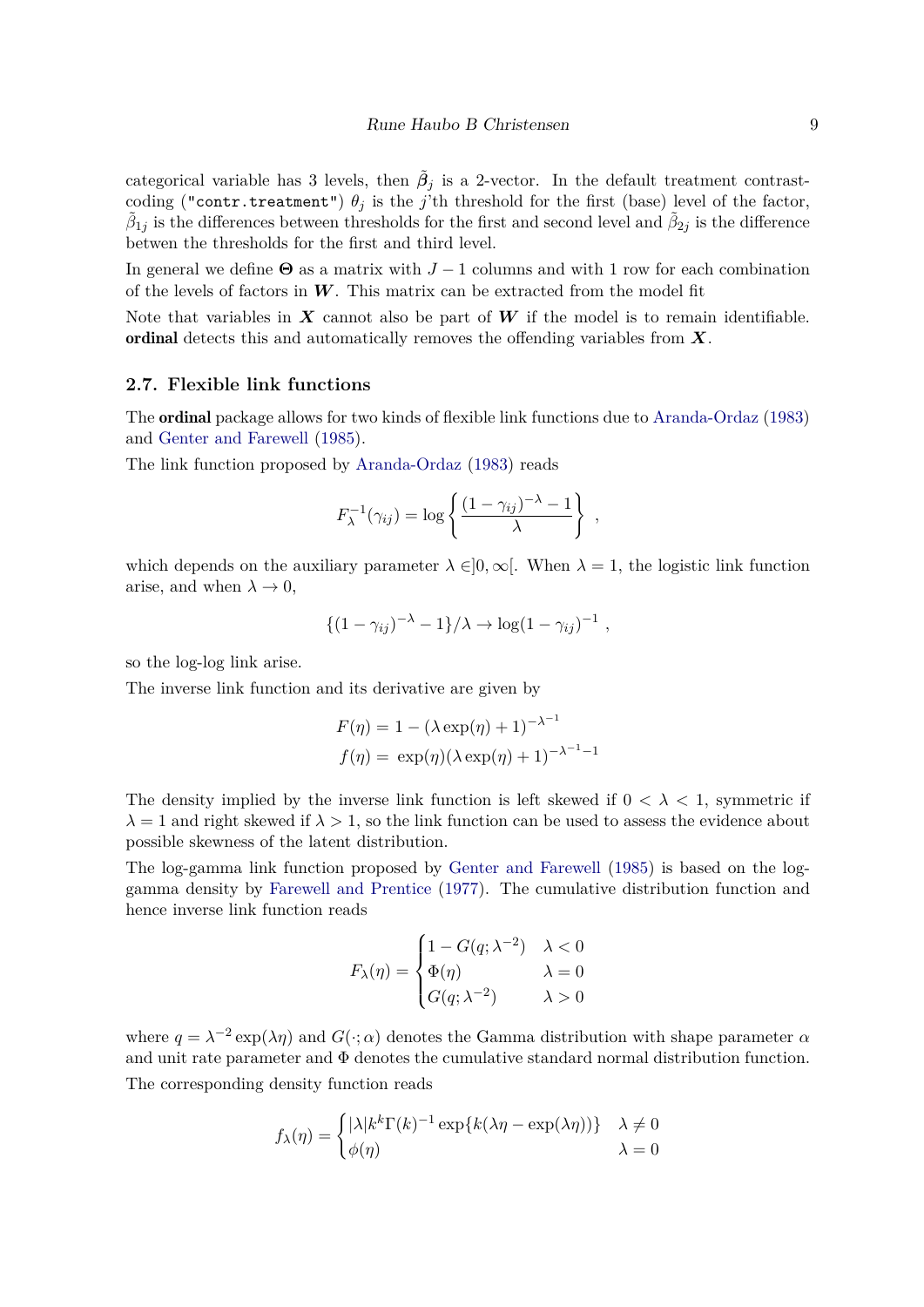categorical variable has 3 levels, then $\tilde{\boldsymbol{\beta}}_j$ is a 2-vector. In the default treatment contrast-coding ("contr.treatment") $\theta_j$ is the $j$'th threshold for the first (base) level of the factor, $\tilde{\beta}_{1j}$ is the differences between thresholds for the first and second level and $\tilde{\beta}_{2j}$ is the difference betwen the thresholds for the first and third level.

In general we define $\boldsymbol{\Theta}$ as a matrix with $J-1$ columns and with 1 row for each combination of the levels of factors in $\boldsymbol{W}$. This matrix can be extracted from the model fit

Note that variables in $\boldsymbol{X}$ cannot also be part of $\boldsymbol{W}$ if the model is to remain identifiable. **ordinal** detects this and automatically removes the offending variables from $\boldsymbol{X}$.

### 2.7. Flexible link functions

The **ordinal** package allows for two kinds of flexible link functions due to Aranda-Ordaz (1983) and Genter and Farewell (1985).

The link function proposed by Aranda-Ordaz (1983) reads

$$F_\lambda^{-1}(\gamma_{ij}) = \log\left\{\frac{(1-\gamma_{ij})^{-\lambda} - 1}{\lambda}\right\} ,$$

which depends on the auxiliary parameter $\lambda \in ]0, \infty[$. When $\lambda = 1$, the logistic link function arise, and when $\lambda \to 0$,

$$\{(1-\gamma_{ij})^{-\lambda} - 1\}/\lambda \to \log(1-\gamma_{ij})^{-1} ,$$

so the log-log link arise.

The inverse link function and its derivative are given by

$$\begin{aligned} F(\eta) &= 1 - (\lambda \exp(\eta) + 1)^{-\lambda^{-1}} \\ f(\eta) &= \exp(\eta)(\lambda \exp(\eta) + 1)^{-\lambda^{-1}-1} \end{aligned}$$

The density implied by the inverse link function is left skewed if $0 < \lambda < 1$, symmetric if $\lambda = 1$ and right skewed if $\lambda > 1$, so the link function can be used to assess the evidence about possible skewness of the latent distribution.

The log-gamma link function proposed by Genter and Farewell (1985) is based on the log-gamma density by Farewell and Prentice (1977). The cumulative distribution function and hence inverse link function reads

$$F_\lambda(\eta) = \begin{cases} 1 - G(q; \lambda^{-2}) & \lambda < 0 \\ \Phi(\eta) & \lambda = 0 \\ G(q; \lambda^{-2}) & \lambda > 0 \end{cases}$$

where $q = \lambda^{-2}\exp(\lambda\eta)$ and $G(\cdot; \alpha)$ denotes the Gamma distribution with shape parameter $\alpha$ and unit rate parameter and $\Phi$ denotes the cumulative standard normal distribution function.

The corresponding density function reads

$$f_\lambda(\eta) = \begin{cases} |\lambda| k^k \Gamma(k)^{-1} \exp\{k(\lambda\eta - \exp(\lambda\eta))\} & \lambda \neq 0 \\ \phi(\eta) & \lambda = 0 \end{cases}$$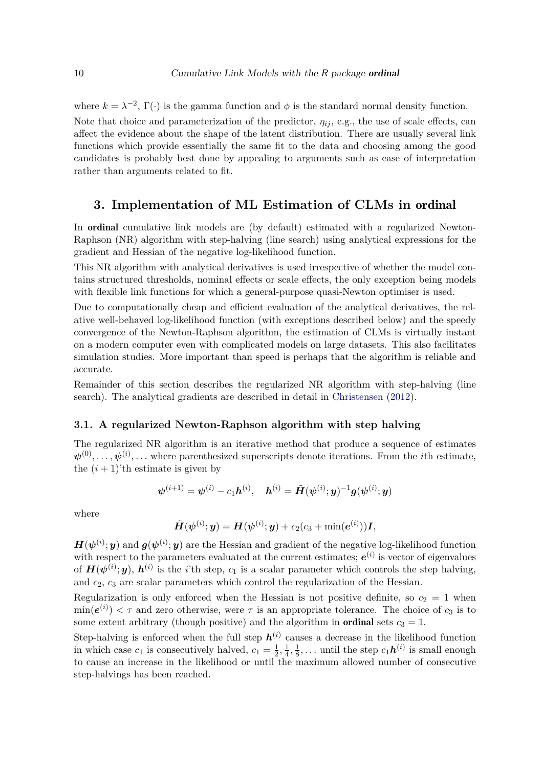where $k = \lambda^{-2}$, $\Gamma(\cdot)$ is the gamma function and $\phi$ is the standard normal density function.

Note that choice and parameterization of the predictor, $\eta_{ij}$, e.g., the use of scale effects, can affect the evidence about the shape of the latent distribution. There are usually several link functions which provide essentially the same fit to the data and choosing among the good candidates is probably best done by appealing to arguments such as ease of interpretation rather than arguments related to fit.

## 3. Implementation of ML Estimation of CLMs in ordinal

In **ordinal** cumulative link models are (by default) estimated with a regularized Newton-Raphson (NR) algorithm with step-halving (line search) using analytical expressions for the gradient and Hessian of the negative log-likelihood function.

This NR algorithm with analytical derivatives is used irrespective of whether the model contains structured thresholds, nominal effects or scale effects, the only exception being models with flexible link functions for which a general-purpose quasi-Newton optimiser is used.

Due to computationally cheap and efficient evaluation of the analytical derivatives, the relative well-behaved log-likelihood function (with exceptions described below) and the speedy convergence of the Newton-Raphson algorithm, the estimation of CLMs is virtually instant on a modern computer even with complicated models on large datasets. This also facilitates simulation studies. More important than speed is perhaps that the algorithm is reliable and accurate.

Remainder of this section describes the regularized NR algorithm with step-halving (line search). The analytical gradients are described in detail in Christensen (2012).

### 3.1. A regularized Newton-Raphson algorithm with step halving

The regularized NR algorithm is an iterative method that produce a sequence of estimates $\boldsymbol{\psi}^{(0)}, \ldots, \boldsymbol{\psi}^{(i)}, \ldots$ where parenthesized superscripts denote iterations. From the $i$th estimate, the $(i+1)$'th estimate is given by

$$\boldsymbol{\psi}^{(i+1)} = \boldsymbol{\psi}^{(i)} - c_1 \boldsymbol{h}^{(i)}, \quad \boldsymbol{h}^{(i)} = \tilde{\boldsymbol{H}}(\boldsymbol{\psi}^{(i)}; \boldsymbol{y})^{-1} \boldsymbol{g}(\boldsymbol{\psi}^{(i)}; \boldsymbol{y})$$

where

$$\tilde{\boldsymbol{H}}(\boldsymbol{\psi}^{(i)}; \boldsymbol{y}) = \boldsymbol{H}(\boldsymbol{\psi}^{(i)}; \boldsymbol{y}) + c_2(c_3 + \min(\boldsymbol{e}^{(i)}))\boldsymbol{I},$$

$\boldsymbol{H}(\boldsymbol{\psi}^{(i)}; \boldsymbol{y})$ and $\boldsymbol{g}(\boldsymbol{\psi}^{(i)}; \boldsymbol{y})$ are the Hessian and gradient of the negative log-likelihood function with respect to the parameters evaluated at the current estimates; $\boldsymbol{e}^{(i)}$ is vector of eigenvalues of $\boldsymbol{H}(\boldsymbol{\psi}^{(i)}; \boldsymbol{y})$, $\boldsymbol{h}^{(i)}$ is the $i$'th step, $c_1$ is a scalar parameter which controls the step halving, and $c_2$, $c_3$ are scalar parameters which control the regularization of the Hessian.

Regularization is only enforced when the Hessian is not positive definite, so $c_2 = 1$ when $\min(\boldsymbol{e}^{(i)}) < \tau$ and zero otherwise, were $\tau$ is an appropriate tolerance. The choice of $c_3$ is to some extent arbitrary (though positive) and the algorithm in **ordinal** sets $c_3 = 1$.

Step-halving is enforced when the full step $\boldsymbol{h}^{(i)}$ causes a decrease in the likelihood function in which case $c_1$ is consecutively halved, $c_1 = \frac{1}{2}, \frac{1}{4}, \frac{1}{8}, \ldots$ until the step $c_1 \boldsymbol{h}^{(i)}$ is small enough to cause an increase in the likelihood or until the maximum allowed number of consecutive step-halvings has been reached.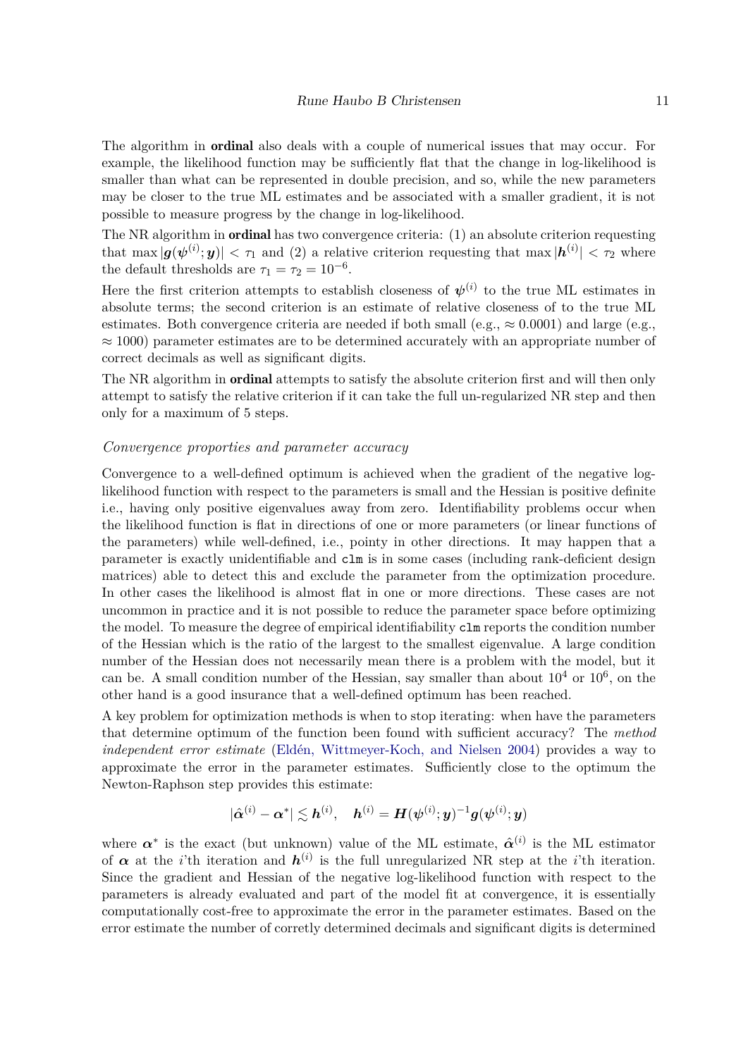The algorithm in **ordinal** also deals with a couple of numerical issues that may occur. For example, the likelihood function may be sufficiently flat that the change in log-likelihood is smaller than what can be represented in double precision, and so, while the new parameters may be closer to the true ML estimates and be associated with a smaller gradient, it is not possible to measure progress by the change in log-likelihood.

The NR algorithm in **ordinal** has two convergence criteria: (1) an absolute criterion requesting that $\max |\boldsymbol{g}(\boldsymbol{\psi}^{(i)}; \boldsymbol{y})| < \tau_1$ and (2) a relative criterion requesting that $\max |\boldsymbol{h}^{(i)}| < \tau_2$ where the default thresholds are $\tau_1 = \tau_2 = 10^{-6}$.

Here the first criterion attempts to establish closeness of $\boldsymbol{\psi}^{(i)}$ to the true ML estimates in absolute terms; the second criterion is an estimate of relative closeness of to the true ML estimates. Both convergence criteria are needed if both small (e.g., $\approx 0.0001$) and large (e.g., $\approx 1000$) parameter estimates are to be determined accurately with an appropriate number of correct decimals as well as significant digits.

The NR algorithm in **ordinal** attempts to satisfy the absolute criterion first and will then only attempt to satisfy the relative criterion if it can take the full un-regularized NR step and then only for a maximum of 5 steps.

### *Convergence properties and parameter accuracy*

Convergence to a well-defined optimum is achieved when the gradient of the negative log-likelihood function with respect to the parameters is small and the Hessian is positive definite i.e., having only positive eigenvalues away from zero. Identifiability problems occur when the likelihood function is flat in directions of one or more parameters (or linear functions of the parameters) while well-defined, i.e., pointy in other directions. It may happen that a parameter is exactly unidentifiable and `clm` is in some cases (including rank-deficient design matrices) able to detect this and exclude the parameter from the optimization procedure. In other cases the likelihood is almost flat in one or more directions. These cases are not uncommon in practice and it is not possible to reduce the parameter space before optimizing the model. To measure the degree of empirical identifiability `clm` reports the condition number of the Hessian which is the ratio of the largest to the smallest eigenvalue. A large condition number of the Hessian does not necessarily mean there is a problem with the model, but it can be. A small condition number of the Hessian, say smaller than about $10^4$ or $10^6$, on the other hand is a good insurance that a well-defined optimum has been reached.

A key problem for optimization methods is when to stop iterating: when have the parameters that determine optimum of the function been found with sufficient accuracy? The *method independent error estimate* (Eldén, Wittmeyer-Koch, and Nielsen 2004) provides a way to approximate the error in the parameter estimates. Sufficiently close to the optimum the Newton-Raphson step provides this estimate:

$$|\hat{\boldsymbol{\alpha}}^{(i)} - \boldsymbol{\alpha}^*| \lesssim \boldsymbol{h}^{(i)}, \quad \boldsymbol{h}^{(i)} = \boldsymbol{H}(\boldsymbol{\psi}^{(i)}; \boldsymbol{y})^{-1} \boldsymbol{g}(\boldsymbol{\psi}^{(i)}; \boldsymbol{y})$$

where $\boldsymbol{\alpha}^*$ is the exact (but unknown) value of the ML estimate, $\hat{\boldsymbol{\alpha}}^{(i)}$ is the ML estimator of $\boldsymbol{\alpha}$ at the $i$'th iteration and $\boldsymbol{h}^{(i)}$ is the full unregularized NR step at the $i$'th iteration. Since the gradient and Hessian of the negative log-likelihood function with respect to the parameters is already evaluated and part of the model fit at convergence, it is essentially computationally cost-free to approximate the error in the parameter estimates. Based on the error estimate the number of corretly determined decimals and significant digits is determined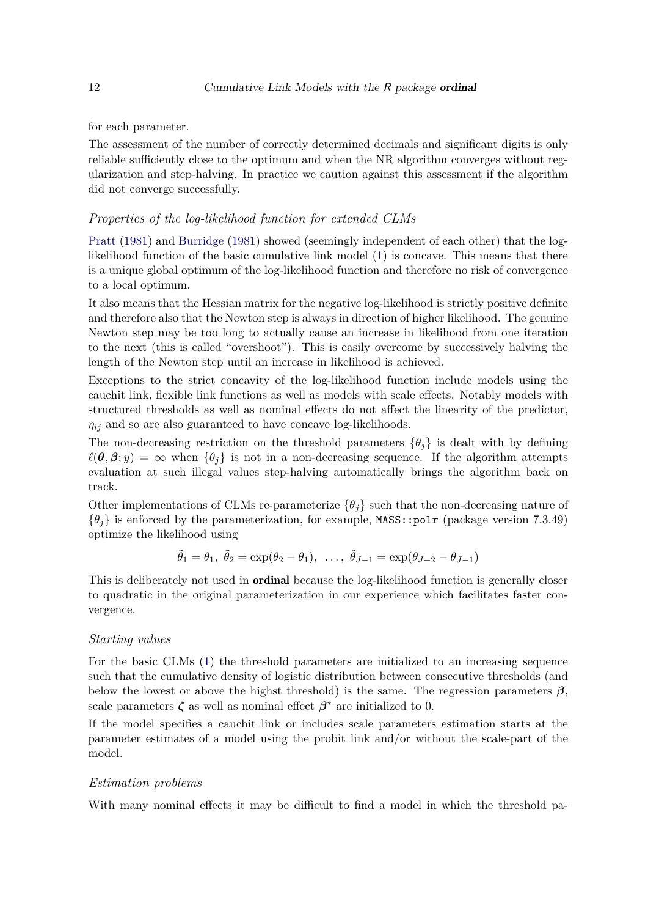for each parameter.

The assessment of the number of correctly determined decimals and significant digits is only reliable sufficiently close to the optimum and when the NR algorithm converges without regularization and step-halving. In practice we caution against this assessment if the algorithm did not converge successfully.

### *Properties of the log-likelihood function for extended CLMs*

Pratt (1981) and Burridge (1981) showed (seemingly independent of each other) that the log-likelihood function of the basic cumulative link model (1) is concave. This means that there is a unique global optimum of the log-likelihood function and therefore no risk of convergence to a local optimum.

It also means that the Hessian matrix for the negative log-likelihood is strictly positive definite and therefore also that the Newton step is always in direction of higher likelihood. The genuine Newton step may be too long to actually cause an increase in likelihood from one iteration to the next (this is called "overshoot"). This is easily overcome by successively halving the length of the Newton step until an increase in likelihood is achieved.

Exceptions to the strict concavity of the log-likelihood function include models using the cauchit link, flexible link functions as well as models with scale effects. Notably models with structured thresholds as well as nominal effects do not affect the linearity of the predictor, $\eta_{ij}$ and so are also guaranteed to have concave log-likelihoods.

The non-decreasing restriction on the threshold parameters $\{\theta_j\}$ is dealt with by defining $\ell(\boldsymbol{\theta}, \boldsymbol{\beta}; y) = \infty$ when $\{\theta_j\}$ is not in a non-decreasing sequence. If the algorithm attempts evaluation at such illegal values step-halving automatically brings the algorithm back on track.

Other implementations of CLMs re-parameterize $\{\theta_j\}$ such that the non-decreasing nature of $\{\theta_j\}$ is enforced by the parameterization, for example, `MASS::polr` (package version 7.3.49) optimize the likelihood using

$$\tilde{\theta}_1 = \theta_1, \ \tilde{\theta}_2 = \exp(\theta_2 - \theta_1), \ \ldots, \ \tilde{\theta}_{J-1} = \exp(\theta_{J-2} - \theta_{J-1})$$

This is deliberately not used in **ordinal** because the log-likelihood function is generally closer to quadratic in the original parameterization in our experience which facilitates faster convergence.

### *Starting values*

For the basic CLMs (1) the threshold parameters are initialized to an increasing sequence such that the cumulative density of logistic distribution between consecutive thresholds (and below the lowest or above the highst threshold) is the same. The regression parameters $\boldsymbol{\beta}$, scale parameters $\boldsymbol{\zeta}$ as well as nominal effect $\boldsymbol{\beta}^*$ are initialized to 0.

If the model specifies a cauchit link or includes scale parameters estimation starts at the parameter estimates of a model using the probit link and/or without the scale-part of the model.

### *Estimation problems*

With many nominal effects it may be difficult to find a model in which the threshold pa-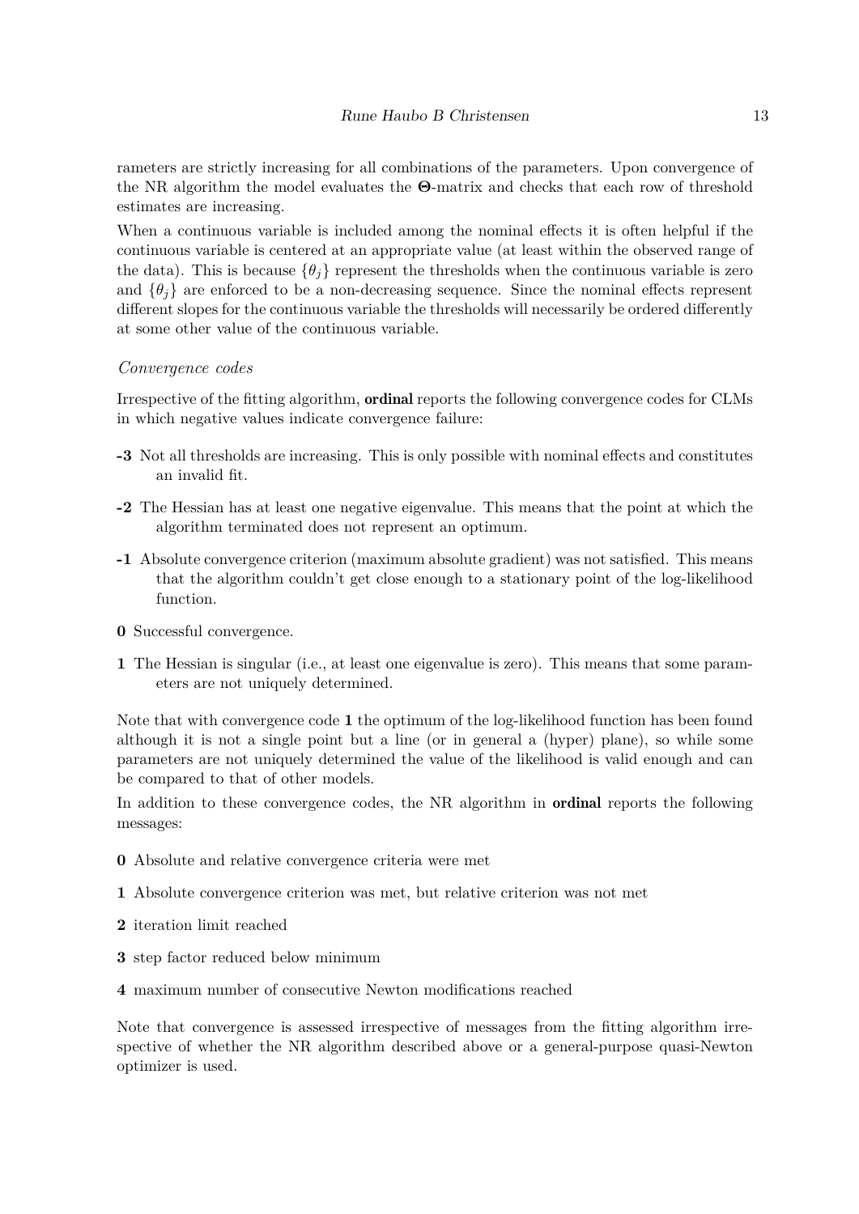rameters are strictly increasing for all combinations of the parameters. Upon convergence of the NR algorithm the model evaluates the $\mathbf{\Theta}$-matrix and checks that each row of threshold estimates are increasing.

When a continuous variable is included among the nominal effects it is often helpful if the continuous variable is centered at an appropriate value (at least within the observed range of the data). This is because $\{\theta_j\}$ represent the thresholds when the continuous variable is zero and $\{\theta_j\}$ are enforced to be a non-decreasing sequence. Since the nominal effects represent different slopes for the continuous variable the thresholds will necessarily be ordered differently at some other value of the continuous variable.

*Convergence codes*

Irrespective of the fitting algorithm, **ordinal** reports the following convergence codes for CLMs in which negative values indicate convergence failure:

- **-3** Not all thresholds are increasing. This is only possible with nominal effects and constitutes an invalid fit.
- **-2** The Hessian has at least one negative eigenvalue. This means that the point at which the algorithm terminated does not represent an optimum.
- **-1** Absolute convergence criterion (maximum absolute gradient) was not satisfied. This means that the algorithm couldn't get close enough to a stationary point of the log-likelihood function.
- **0** Successful convergence.
- **1** The Hessian is singular (i.e., at least one eigenvalue is zero). This means that some parameters are not uniquely determined.

Note that with convergence code **1** the optimum of the log-likelihood function has been found although it is not a single point but a line (or in general a (hyper) plane), so while some parameters are not uniquely determined the value of the likelihood is valid enough and can be compared to that of other models.

In addition to these convergence codes, the NR algorithm in **ordinal** reports the following messages:

- **0** Absolute and relative convergence criteria were met
- **1** Absolute convergence criterion was met, but relative criterion was not met
- **2** iteration limit reached
- **3** step factor reduced below minimum
- **4** maximum number of consecutive Newton modifications reached

Note that convergence is assessed irrespective of messages from the fitting algorithm irrespective of whether the NR algorithm described above or a general-purpose quasi-Newton optimizer is used.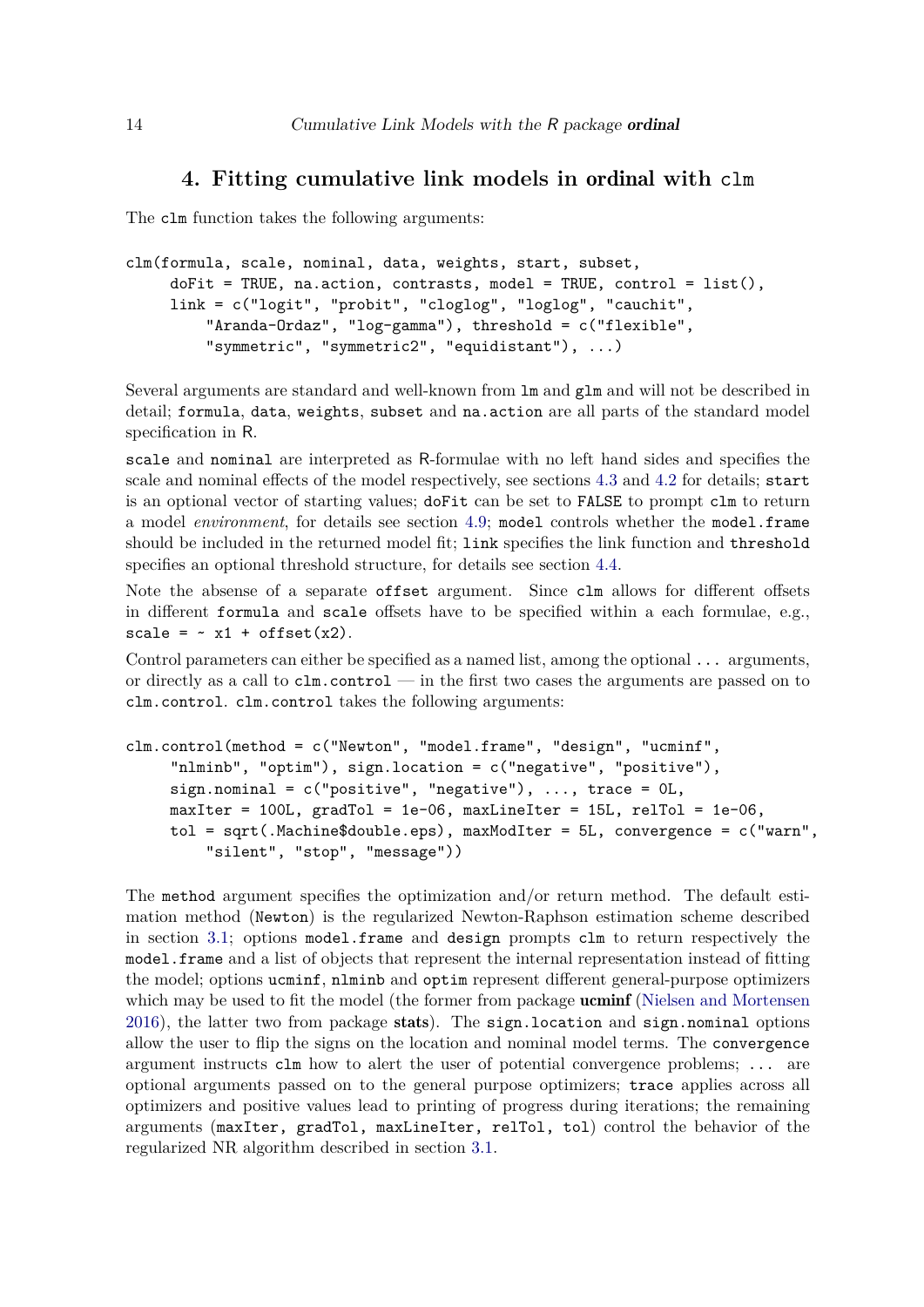# 4. Fitting cumulative link models in ordinal with `clm`

The `clm` function takes the following arguments:

```
clm(formula, scale, nominal, data, weights, start, subset,
     doFit = TRUE, na.action, contrasts, model = TRUE, control = list(),
     link = c("logit", "probit", "cloglog", "loglog", "cauchit",
         "Aranda-Ordaz", "log-gamma"), threshold = c("flexible",
         "symmetric", "symmetric2", "equidistant"), ...)
```

Several arguments are standard and well-known from `lm` and `glm` and will not be described in detail; `formula`, `data`, `weights`, `subset` and `na.action` are all parts of the standard model specification in R.

`scale` and `nominal` are interpreted as R-formulae with no left hand sides and specifies the scale and nominal effects of the model respectively, see sections 4.3 and 4.2 for details; `start` is an optional vector of starting values; `doFit` can be set to `FALSE` to prompt `clm` to return a model *environment*, for details see section 4.9; `model` controls whether the `model.frame` should be included in the returned model fit; `link` specifies the link function and `threshold` specifies an optional threshold structure, for details see section 4.4.

Note the absense of a separate `offset` argument. Since `clm` allows for different offsets in different `formula` and `scale` offsets have to be specified within a each formulae, e.g., `scale = ~ x1 + offset(x2)`.

Control parameters can either be specified as a named list, among the optional `...` arguments, or directly as a call to `clm.control` — in the first two cases the arguments are passed on to `clm.control`. `clm.control` takes the following arguments:

```
clm.control(method = c("Newton", "model.frame", "design", "ucminf",
     "nlminb", "optim"), sign.location = c("negative", "positive"),
     sign.nominal = c("positive", "negative"), ..., trace = 0L,
     maxIter = 100L, gradTol = 1e-06, maxLineIter = 15L, relTol = 1e-06,
     tol = sqrt(.Machine$double.eps), maxModIter = 5L, convergence = c("warn",
         "silent", "stop", "message"))
```

The `method` argument specifies the optimization and/or return method. The default estimation method (`Newton`) is the regularized Newton-Raphson estimation scheme described in section 3.1; options `model.frame` and `design` prompts `clm` to return respectively the `model.frame` and a list of objects that represent the internal representation instead of fitting the model; options `ucminf`, `nlminb` and `optim` represent different general-purpose optimizers which may be used to fit the model (the former from package **ucminf** (Nielsen and Mortensen 2016), the latter two from package **stats**). The `sign.location` and `sign.nominal` options allow the user to flip the signs on the location and nominal model terms. The `convergence` argument instructs `clm` how to alert the user of potential convergence problems; `...` are optional arguments passed on to the general purpose optimizers; `trace` applies across all optimizers and positive values lead to printing of progress during iterations; the remaining arguments (`maxIter, gradTol, maxLineIter, relTol, tol`) control the behavior of the regularized NR algorithm described in section 3.1.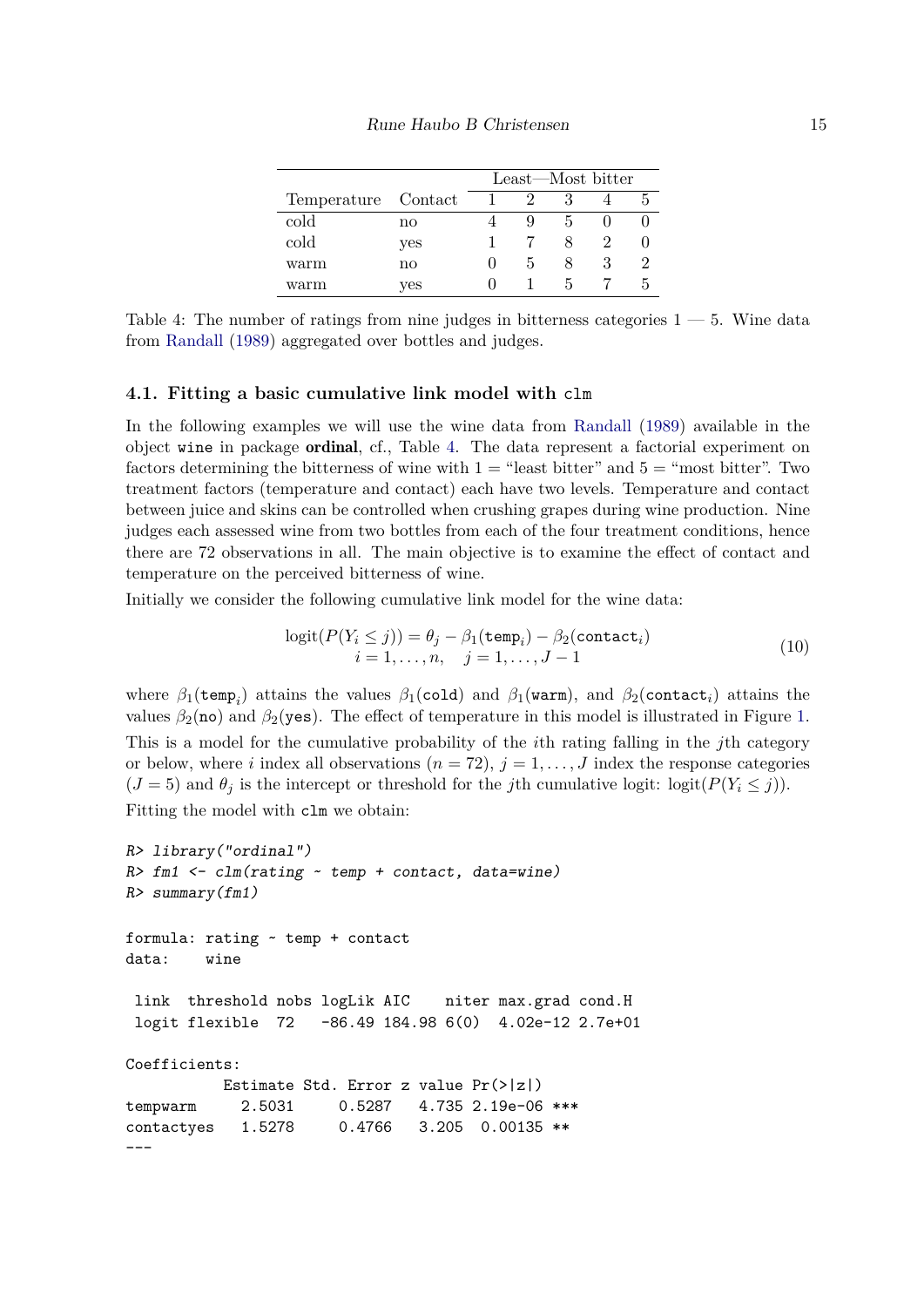| | | Least—Most bitter | | | | |
|---|---|---|---|---|---|---|
| Temperature | Contact | 1 | 2 | 3 | 4 | 5 |
| cold | no | 4 | 9 | 5 | 0 | 0 |
| cold | yes | 1 | 7 | 8 | 2 | 0 |
| warm | no | 0 | 5 | 8 | 3 | 2 |
| warm | yes | 0 | 1 | 5 | 7 | 5 |

Table 4: The number of ratings from nine judges in bitterness categories 1 — 5. Wine data from Randall (1989) aggregated over bottles and judges.

### 4.1. Fitting a basic cumulative link model with `clm`

In the following examples we will use the wine data from Randall (1989) available in the object `wine` in package **ordinal**, cf., Table 4. The data represent a factorial experiment on factors determining the bitterness of wine with 1 = "least bitter" and 5 = "most bitter". Two treatment factors (temperature and contact) each have two levels. Temperature and contact between juice and skins can be controlled when crushing grapes during wine production. Nine judges each assessed wine from two bottles from each of the four treatment conditions, hence there are 72 observations in all. The main objective is to examine the effect of contact and temperature on the perceived bitterness of wine.

Initially we consider the following cumulative link model for the wine data:

$$
\begin{gathered}
\text{logit}(P(Y_i \leq j)) = \theta_j - \beta_1(\texttt{temp}_i) - \beta_2(\texttt{contact}_i) \\
i = 1, \ldots, n, \quad j = 1, \ldots, J-1
\end{gathered}
\tag{10}
$$

where $\beta_1(\texttt{temp}_i)$ attains the values $\beta_1(\texttt{cold})$ and $\beta_1(\texttt{warm})$, and $\beta_2(\texttt{contact}_i)$ attains the values $\beta_2(\texttt{no})$ and $\beta_2(\texttt{yes})$. The effect of temperature in this model is illustrated in Figure 1.

This is a model for the cumulative probability of the $i$th rating falling in the $j$th category or below, where $i$ index all observations ($n = 72$), $j = 1, \ldots, J$ index the response categories ($J = 5$) and $\theta_j$ is the intercept or threshold for the $j$th cumulative logit: $\text{logit}(P(Y_i \leq j))$.

Fitting the model with `clm` we obtain:

```
R> library("ordinal")
R> fm1 <- clm(rating ~ temp + contact, data=wine)
R> summary(fm1)

formula: rating ~ temp + contact
data:    wine

 link  threshold nobs logLik AIC    niter max.grad cond.H
 logit flexible  72   -86.49 184.98 6(0)  4.02e-12 2.7e+01

Coefficients:
           Estimate Std. Error z value Pr(>|z|)
tempwarm     2.5031     0.5287   4.735 2.19e-06 ***
contactyes   1.5278     0.4766   3.205  0.00135 **
---
```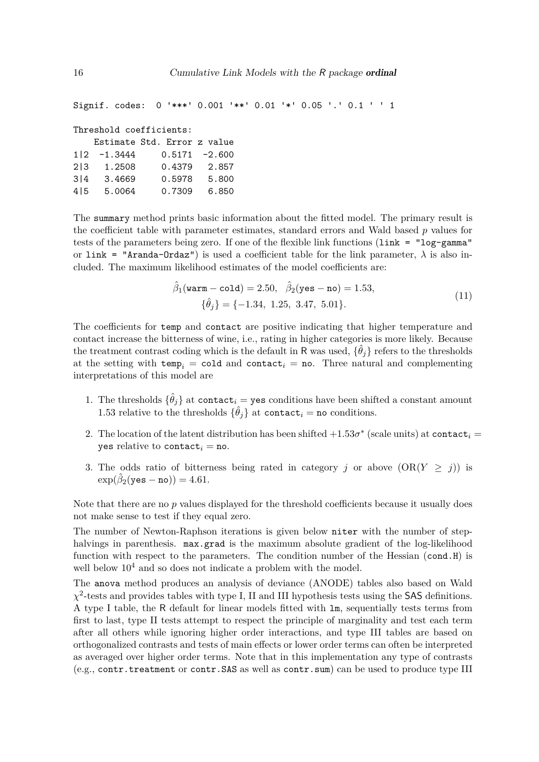```
Signif. codes:  0 '***' 0.001 '**' 0.01 '*' 0.05 '.' 0.1 ' ' 1

Threshold coefficients:
    Estimate Std. Error z value
1|2  -1.3444     0.5171  -2.600
2|3   1.2508     0.4379   2.857
3|4   3.4669     0.5978   5.800
4|5   5.0064     0.7309   6.850
```

The `summary` method prints basic information about the fitted model. The primary result is the coefficient table with parameter estimates, standard errors and Wald based $p$ values for tests of the parameters being zero. If one of the flexible link functions (`link = "log-gamma"` or `link = "Aranda-Ordaz"`) is used a coefficient table for the link parameter, $\lambda$ is also included. The maximum likelihood estimates of the model coefficients are:

$$\hat{\beta}_1(\texttt{warm} - \texttt{cold}) = 2.50, \quad \hat{\beta}_2(\texttt{yes} - \texttt{no}) = 1.53, \\ \{\hat{\theta}_j\} = \{-1.34,\ 1.25,\ 3.47,\ 5.01\}. \tag{11}$$

The coefficients for `temp` and `contact` are positive indicating that higher temperature and contact increase the bitterness of wine, i.e., rating in higher categories is more likely. Because the treatment contrast coding which is the default in R was used, $\{\hat{\theta}_j\}$ refers to the thresholds at the setting with $\texttt{temp}_i = \texttt{cold}$ and $\texttt{contact}_i = \texttt{no}$. Three natural and complementing interpretations of this model are

1. The thresholds $\{\hat{\theta}_j\}$ at $\texttt{contact}_i = \texttt{yes}$ conditions have been shifted a constant amount 1.53 relative to the thresholds $\{\hat{\theta}_j\}$ at $\texttt{contact}_i = \texttt{no}$ conditions.
2. The location of the latent distribution has been shifted $+1.53\sigma^*$ (scale units) at $\texttt{contact}_i = \texttt{yes}$ relative to $\texttt{contact}_i = \texttt{no}$.
3. The odds ratio of bitterness being rated in category $j$ or above ($\text{OR}(Y \geq j)$) is $\exp(\hat{\beta}_2(\texttt{yes} - \texttt{no})) = 4.61$.

Note that there are no $p$ values displayed for the threshold coefficients because it usually does not make sense to test if they equal zero.

The number of Newton-Raphson iterations is given below `niter` with the number of step-halvings in parenthesis. `max.grad` is the maximum absolute gradient of the log-likelihood function with respect to the parameters. The condition number of the Hessian (`cond.H`) is well below $10^4$ and so does not indicate a problem with the model.

The `anova` method produces an analysis of deviance (ANODE) tables also based on Wald $\chi^2$-tests and provides tables with type I, II and III hypothesis tests using the SAS definitions. A type I table, the R default for linear models fitted with `lm`, sequentially tests terms from first to last, type II tests attempt to respect the principle of marginality and test each term after all others while ignoring higher order interactions, and type III tables are based on orthogonalized contrasts and tests of main effects or lower order terms can often be interpreted as averaged over higher order terms. Note that in this implementation any type of contrasts (e.g., `contr.treatment` or `contr.SAS` as well as `contr.sum`) can be used to produce type III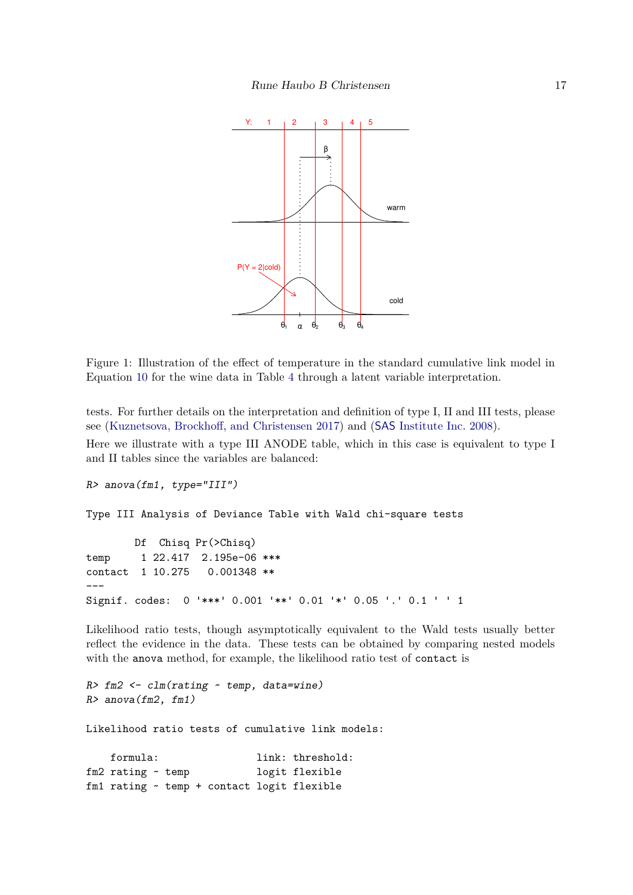Figure 1: Illustration of the effect of temperature in the standard cumulative link model in Equation 10 for the wine data in Table 4 through a latent variable interpretation.

tests. For further details on the interpretation and definition of type I, II and III tests, please see (Kuznetsova, Brockhoff, and Christensen 2017) and (SAS Institute Inc. 2008).

Here we illustrate with a type III ANODE table, which in this case is equivalent to type I and II tables since the variables are balanced:

```
R> anova(fm1, type="III")

Type III Analysis of Deviance Table with Wald chi-square tests

        Df  Chisq Pr(>Chisq)    
temp     1 22.417  2.195e-06 ***
contact  1 10.275   0.001348 ** 
---
Signif. codes:  0 '***' 0.001 '**' 0.01 '*' 0.05 '.' 0.1 ' ' 1
```

Likelihood ratio tests, though asymptotically equivalent to the Wald tests usually better reflect the evidence in the data. These tests can be obtained by comparing nested models with the `anova` method, for example, the likelihood ratio test of `contact` is

```
R> fm2 <- clm(rating ~ temp, data=wine)
R> anova(fm2, fm1)

Likelihood ratio tests of cumulative link models:

    formula:                link: threshold:
fm2 rating ~ temp           logit flexible  
fm1 rating ~ temp + contact logit flexible  
```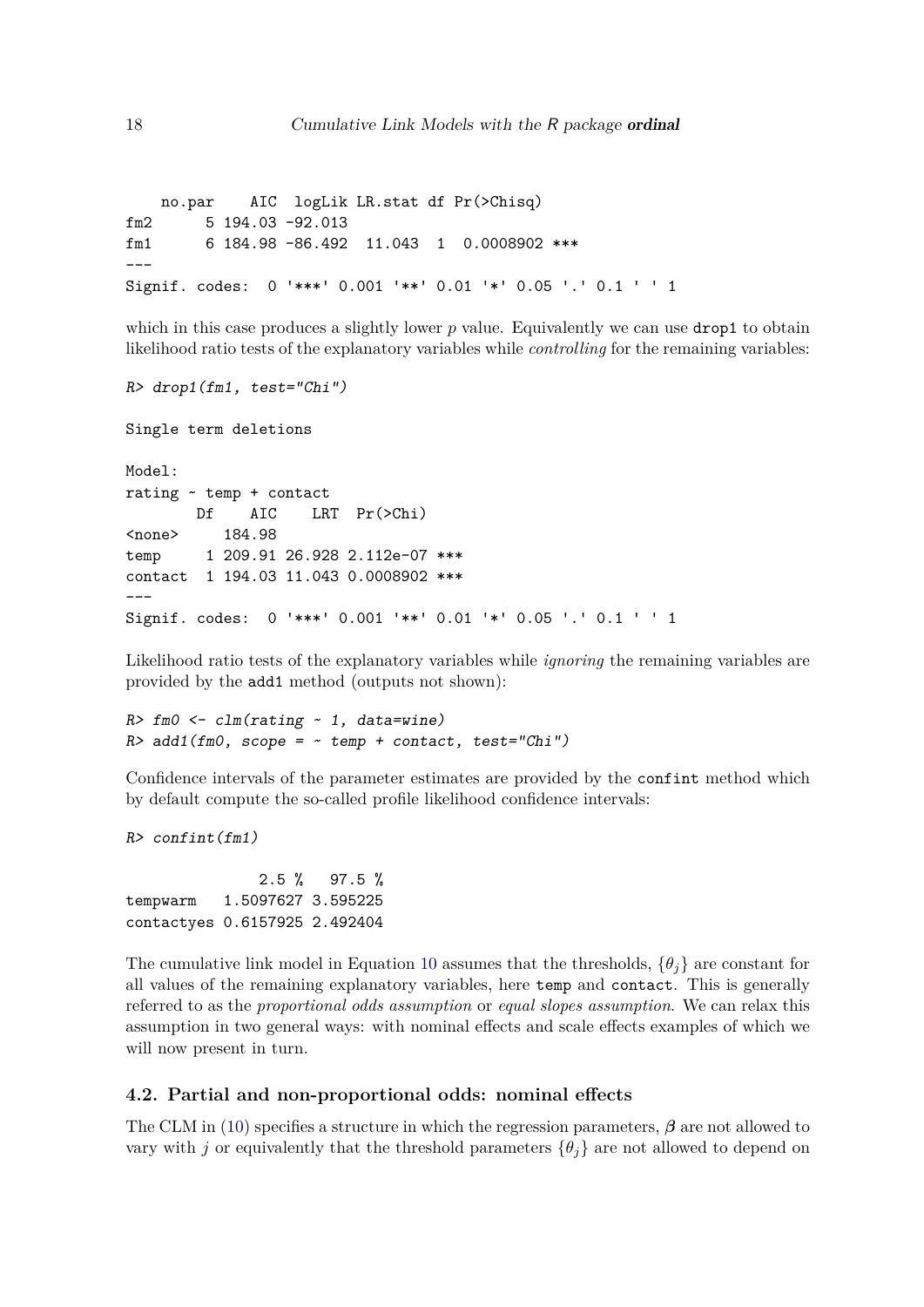```
    no.par    AIC  logLik LR.stat df Pr(>Chisq)    
fm2      5 194.03 -92.013                          
fm1      6 184.98 -86.492  11.043  1  0.0008902 ***
---
Signif. codes:  0 '***' 0.001 '**' 0.01 '*' 0.05 '.' 0.1 ' ' 1
```

which in this case produces a slightly lower $p$ value. Equivalently we can use `drop1` to obtain likelihood ratio tests of the explanatory variables while *controlling* for the remaining variables:

```
R> drop1(fm1, test="Chi")
```

```
Single term deletions

Model:
rating ~ temp + contact
        Df    AIC    LRT  Pr(>Chi)    
<none>     184.98                     
temp     1 209.91 26.928 2.112e-07 ***
contact  1 194.03 11.043 0.0008902 ***
---
Signif. codes:  0 '***' 0.001 '**' 0.01 '*' 0.05 '.' 0.1 ' ' 1
```

Likelihood ratio tests of the explanatory variables while *ignoring* the remaining variables are provided by the `add1` method (outputs not shown):

```
R> fm0 <- clm(rating ~ 1, data=wine)
R> add1(fm0, scope = ~ temp + contact, test="Chi")
```

Confidence intervals of the parameter estimates are provided by the `confint` method which by default compute the so-called profile likelihood confidence intervals:

```
R> confint(fm1)
```

```
               2.5 %   97.5 %
tempwarm   1.5097627 3.595225
contactyes 0.6157925 2.492404
```

The cumulative link model in Equation 10 assumes that the thresholds, $\{\theta_j\}$ are constant for all values of the remaining explanatory variables, here `temp` and `contact`. This is generally referred to as the *proportional odds assumption* or *equal slopes assumption*. We can relax this assumption in two general ways: with nominal effects and scale effects examples of which we will now present in turn.

## 4.2. Partial and non-proportional odds: nominal effects

The CLM in (10) specifies a structure in which the regression parameters, $\boldsymbol{\beta}$ are not allowed to vary with $j$ or equivalently that the threshold parameters $\{\theta_j\}$ are not allowed to depend on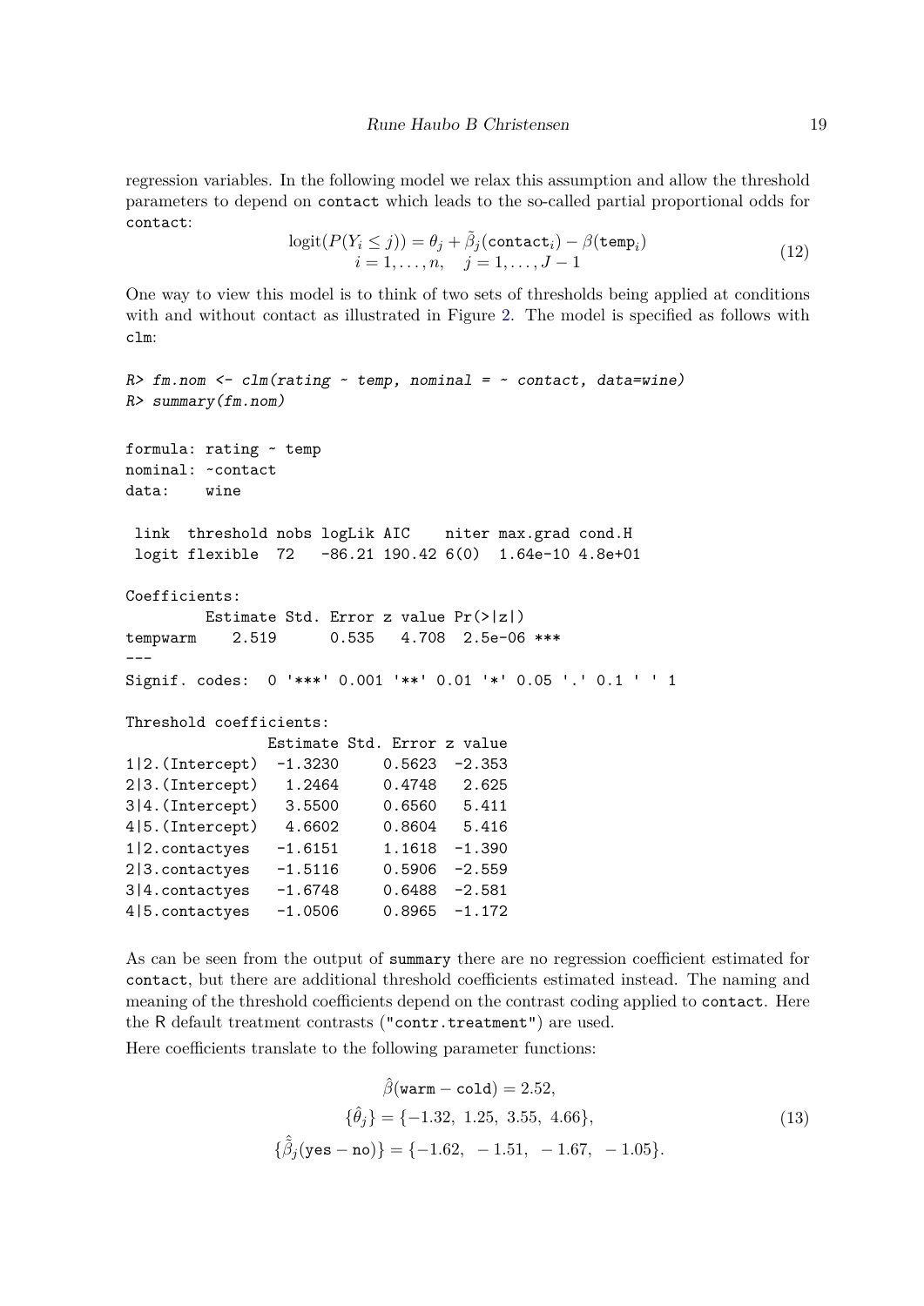regression variables. In the following model we relax this assumption and allow the threshold parameters to depend on `contact` which leads to the so-called partial proportional odds for `contact`:

$$\text{logit}(P(Y_i \leq j)) = \theta_j + \tilde{\beta}_j(\texttt{contact}_i) - \beta(\texttt{temp}_i) \tag{12}$$
$$i = 1, \ldots, n, \quad j = 1, \ldots, J-1$$

One way to view this model is to think of two sets of thresholds being applied at conditions with and without contact as illustrated in Figure 2. The model is specified as follows with `clm`:

```
R> fm.nom <- clm(rating ~ temp, nominal = ~ contact, data=wine)
R> summary(fm.nom)

formula: rating ~ temp
nominal: ~contact
data:    wine

 link  threshold nobs logLik AIC    niter max.grad cond.H
 logit flexible  72   -86.21 190.42 6(0)  1.64e-10 4.8e+01

Coefficients:
        Estimate Std. Error z value Pr(>|z|)
tempwarm    2.519      0.535   4.708  2.5e-06 ***
---
Signif. codes:  0 '***' 0.001 '**' 0.01 '*' 0.05 '.' 0.1 ' ' 1

Threshold coefficients:
                Estimate Std. Error z value
1|2.(Intercept)  -1.3230     0.5623  -2.353
2|3.(Intercept)   1.2464     0.4748   2.625
3|4.(Intercept)   3.5500     0.6560   5.411
4|5.(Intercept)   4.6602     0.8604   5.416
1|2.contactyes   -1.6151     1.1618  -1.390
2|3.contactyes   -1.5116     0.5906  -2.559
3|4.contactyes   -1.6748     0.6488  -2.581
4|5.contactyes   -1.0506     0.8965  -1.172
```

As can be seen from the output of `summary` there are no regression coefficient estimated for `contact`, but there are additional threshold coefficients estimated instead. The naming and meaning of the threshold coefficients depend on the contrast coding applied to `contact`. Here the R default treatment contrasts (`"contr.treatment"`) are used.

Here coefficients translate to the following parameter functions:

$$\begin{aligned}
\hat{\beta}(\texttt{warm} - \texttt{cold}) &= 2.52, \\
\{\hat{\theta}_j\} &= \{-1.32,\ 1.25,\ 3.55,\ 4.66\}, \\
\{\hat{\tilde{\beta}}_j(\texttt{yes} - \texttt{no})\} &= \{-1.62,\ \ -1.51,\ \ -1.67,\ \ -1.05\}.
\end{aligned} \tag{13}$$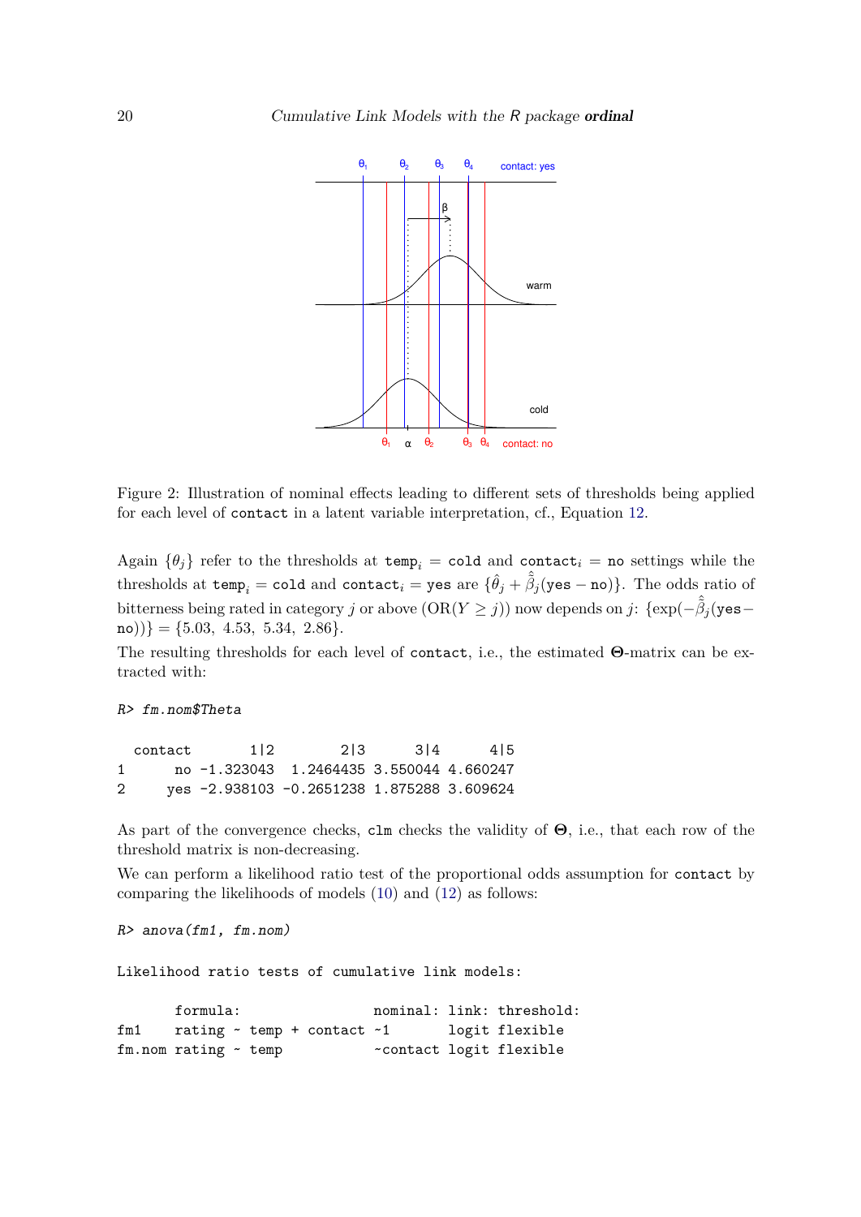Figure 2: Illustration of nominal effects leading to different sets of thresholds being applied for each level of `contact` in a latent variable interpretation, cf., Equation 12.

Again $\{\theta_j\}$ refer to the thresholds at $\texttt{temp}_i = \texttt{cold}$ and $\texttt{contact}_i = \texttt{no}$ settings while the thresholds at $\texttt{temp}_i = \texttt{cold}$ and $\texttt{contact}_i = \texttt{yes}$ are $\{\hat{\theta}_j + \hat{\tilde{\beta}}_j(\texttt{yes} - \texttt{no})\}$. The odds ratio of bitterness being rated in category $j$ or above $(\text{OR}(Y \geq j))$ now depends on $j$: $\{\exp(-\hat{\tilde{\beta}}_j(\texttt{yes} - \texttt{no}))\} = \{5.03,\ 4.53,\ 5.34,\ 2.86\}$.

The resulting thresholds for each level of `contact`, i.e., the estimated $\mathbf{\Theta}$-matrix can be extracted with:

```
R> fm.nom$Theta
```

```
  contact       1|2        2|3      3|4      4|5
1      no -1.323043  1.2464435 3.550044 4.660247
2     yes -2.938103 -0.2651238 1.875288 3.609624
```

As part of the convergence checks, `clm` checks the validity of $\mathbf{\Theta}$, i.e., that each row of the threshold matrix is non-decreasing.

We can perform a likelihood ratio test of the proportional odds assumption for `contact` by comparing the likelihoods of models (10) and (12) as follows:

```
R> anova(fm1, fm.nom)
```

```
Likelihood ratio tests of cumulative link models:

       formula:                nominal: link: threshold:
fm1    rating ~ temp + contact ~1       logit flexible
fm.nom rating ~ temp           ~contact logit flexible
```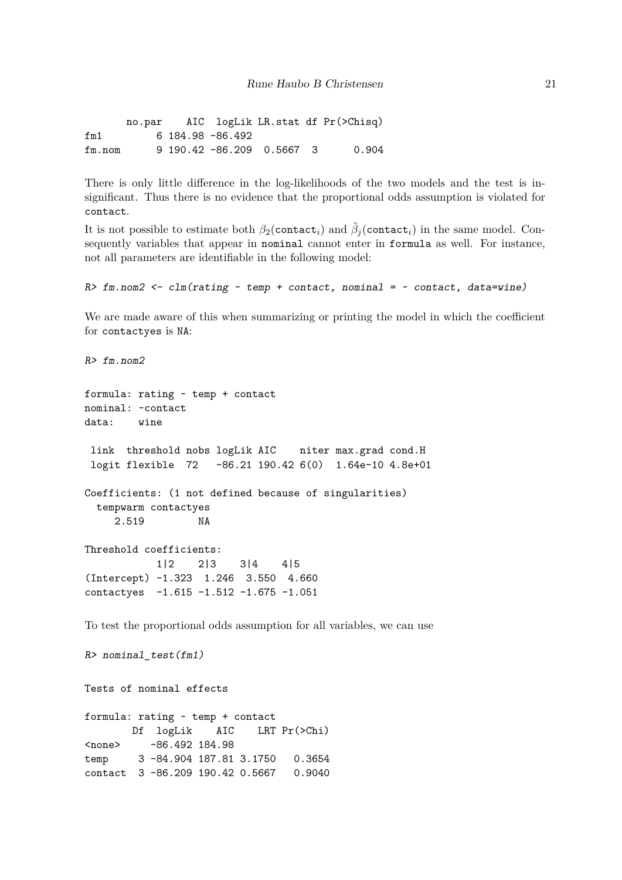```
       no.par    AIC  logLik LR.stat df Pr(>Chisq)
fm1         6 184.98 -86.492
fm.nom      9 190.42 -86.209  0.5667  3      0.904
```

There is only little difference in the log-likelihoods of the two models and the test is insignificant. Thus there is no evidence that the proportional odds assumption is violated for `contact`.

It is not possible to estimate both $\beta_2(\texttt{contact}_i)$ and $\tilde{\beta}_j(\texttt{contact}_i)$ in the same model. Consequently variables that appear in `nominal` cannot enter in `formula` as well. For instance, not all parameters are identifiable in the following model:

```
R> fm.nom2 <- clm(rating ~ temp + contact, nominal = ~ contact, data=wine)
```

We are made aware of this when summarizing or printing the model in which the coefficient for `contactyes` is `NA`:

```
R> fm.nom2

formula: rating ~ temp + contact
nominal: ~contact
data:    wine

 link  threshold nobs logLik AIC    niter max.grad cond.H
 logit flexible  72   -86.21 190.42 6(0)  1.64e-10 4.8e+01

Coefficients: (1 not defined because of singularities)
  tempwarm contactyes
     2.519         NA

Threshold coefficients:
            1|2    2|3    3|4    4|5
(Intercept) -1.323  1.246  3.550  4.660
contactyes  -1.615 -1.512 -1.675 -1.051
```

To test the proportional odds assumption for all variables, we can use

```
R> nominal_test(fm1)

Tests of nominal effects

formula: rating ~ temp + contact
        Df  logLik    AIC    LRT Pr(>Chi)
<none>     -86.492 184.98
temp     3 -84.904 187.81 3.1750   0.3654
contact  3 -86.209 190.42 0.5667   0.9040
```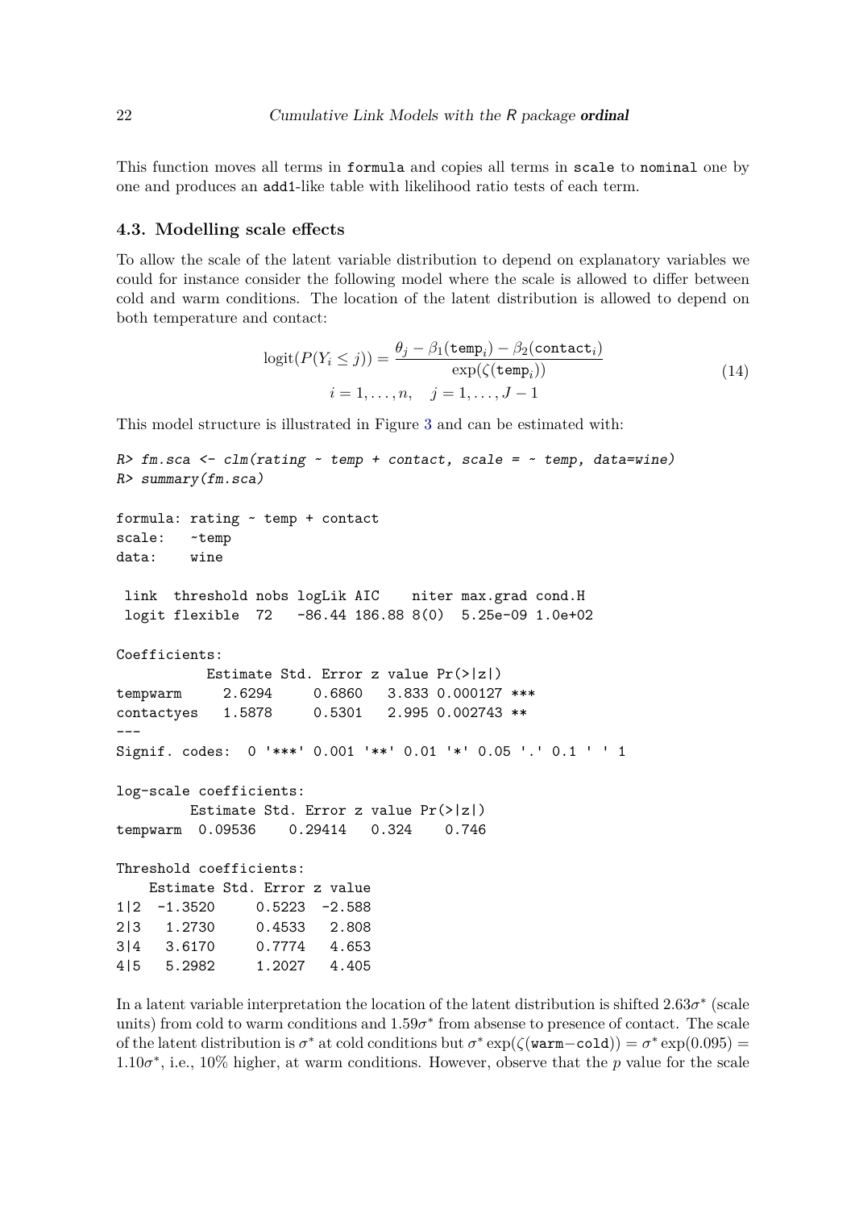This function moves all terms in `formula` and copies all terms in `scale` to `nominal` one by one and produces an `add1`-like table with likelihood ratio tests of each term.

### 4.3. Modelling scale effects

To allow the scale of the latent variable distribution to depend on explanatory variables we could for instance consider the following model where the scale is allowed to differ between cold and warm conditions. The location of the latent distribution is allowed to depend on both temperature and contact:

$$\text{logit}(P(Y_i \leq j)) = \frac{\theta_j - \beta_1(\texttt{temp}_i) - \beta_2(\texttt{contact}_i)}{\exp(\zeta(\texttt{temp}_i))} \qquad (14)$$
$$i = 1, \ldots, n, \quad j = 1, \ldots, J-1$$

This model structure is illustrated in Figure 3 and can be estimated with:

```
R> fm.sca <- clm(rating ~ temp + contact, scale = ~ temp, data=wine)
R> summary(fm.sca)

formula: rating ~ temp + contact
scale:   ~temp
data:    wine

 link  threshold nobs logLik AIC    niter max.grad cond.H
 logit flexible  72   -86.44 186.88 8(0)  5.25e-09 1.0e+02

Coefficients:
           Estimate Std. Error z value Pr(>|z|)
tempwarm     2.6294     0.6860   3.833 0.000127 ***
contactyes   1.5878     0.5301   2.995 0.002743 **
---
Signif. codes:  0 '***' 0.001 '**' 0.01 '*' 0.05 '.' 0.1 ' ' 1

log-scale coefficients:
         Estimate Std. Error z value Pr(>|z|)
tempwarm  0.09536    0.29414   0.324    0.746

Threshold coefficients:
    Estimate Std. Error z value
1|2  -1.3520     0.5223  -2.588
2|3   1.2730     0.4533   2.808
3|4   3.6170     0.7774   4.653
4|5   5.2982     1.2027   4.405
```

In a latent variable interpretation the location of the latent distribution is shifted $2.63\sigma^*$ (scale units) from cold to warm conditions and $1.59\sigma^*$ from absense to presence of contact. The scale of the latent distribution is $\sigma^*$ at cold conditions but $\sigma^* \exp(\zeta(\texttt{warm}-\texttt{cold})) = \sigma^* \exp(0.095) = 1.10\sigma^*$, i.e., 10% higher, at warm conditions. However, observe that the $p$ value for the scale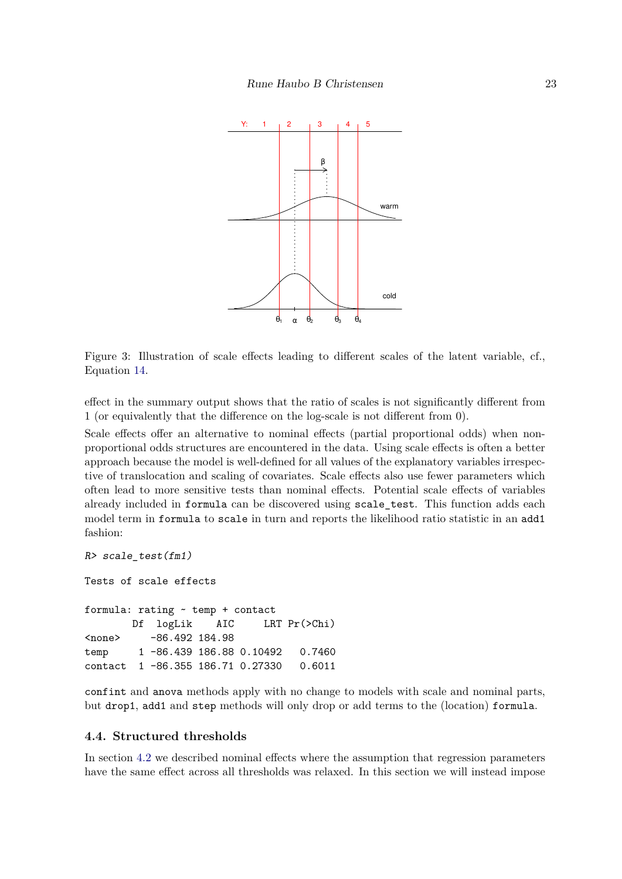Figure 3: Illustration of scale effects leading to different scales of the latent variable, cf., Equation 14.

effect in the summary output shows that the ratio of scales is not significantly different from 1 (or equivalently that the difference on the log-scale is not different from 0).

Scale effects offer an alternative to nominal effects (partial proportional odds) when non-proportional odds structures are encountered in the data. Using scale effects is often a better approach because the model is well-defined for all values of the explanatory variables irrespective of translocation and scaling of covariates. Scale effects also use fewer parameters which often lead to more sensitive tests than nominal effects. Potential scale effects of variables already included in `formula` can be discovered using `scale_test`. This function adds each model term in `formula` to `scale` in turn and reports the likelihood ratio statistic in an `add1` fashion:

```
R> scale_test(fm1)

Tests of scale effects

formula: rating ~ temp + contact
        Df  logLik    AIC     LRT Pr(>Chi)
<none>     -86.492 184.98
temp     1 -86.439 186.88 0.10492   0.7460
contact  1 -86.355 186.71 0.27330   0.6011
```

`confint` and `anova` methods apply with no change to models with scale and nominal parts, but `drop1`, `add1` and `step` methods will only drop or add terms to the (location) `formula`.

### 4.4. Structured thresholds

In section 4.2 we described nominal effects where the assumption that regression parameters have the same effect across all thresholds was relaxed. In this section we will instead impose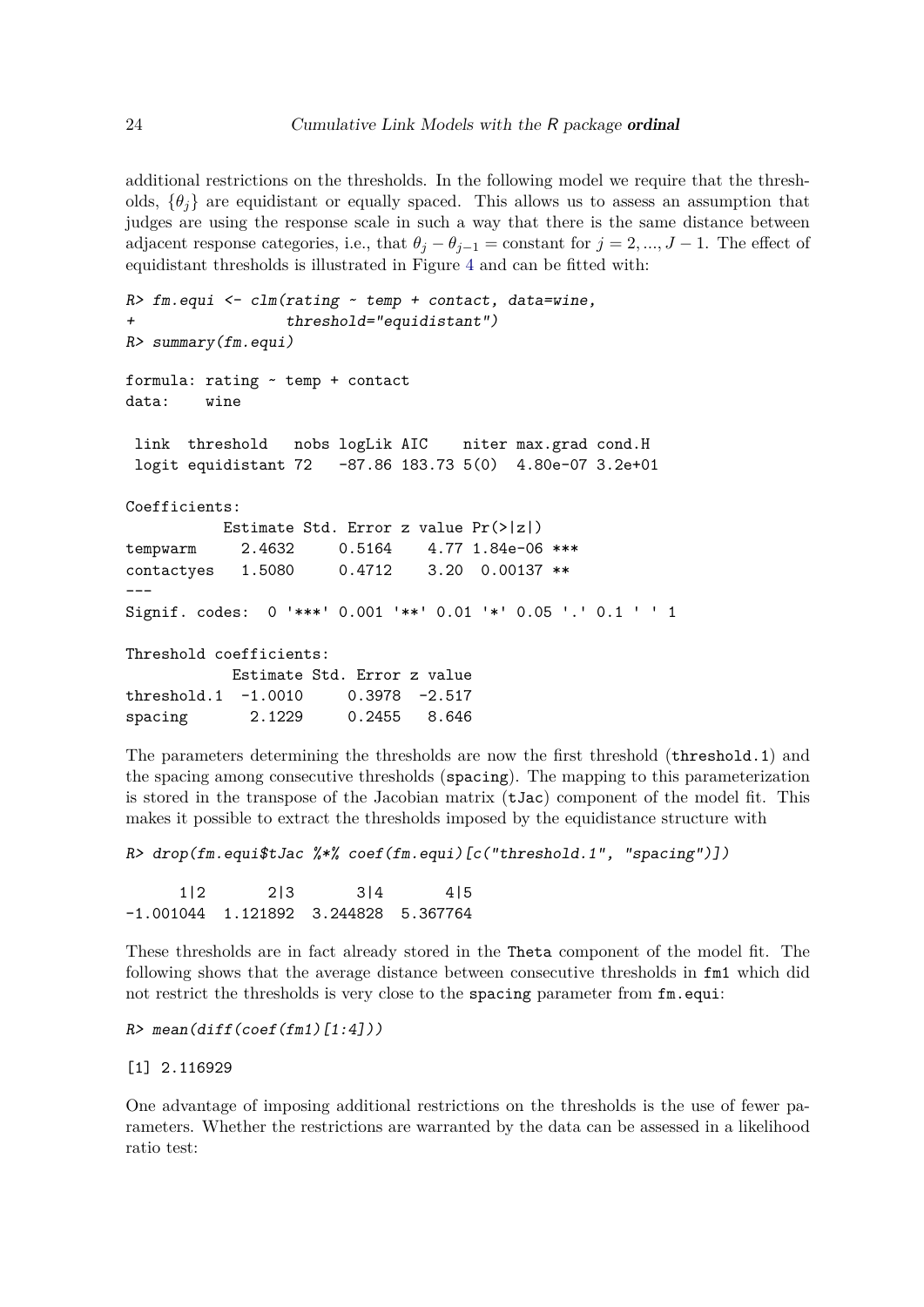additional restrictions on the thresholds. In the following model we require that the thresholds, $\{\theta_j\}$ are equidistant or equally spaced. This allows us to assess an assumption that judges are using the response scale in such a way that there is the same distance between adjacent response categories, i.e., that $\theta_j - \theta_{j-1} = \text{constant}$ for $j = 2, ..., J-1$. The effect of equidistant thresholds is illustrated in Figure 4 and can be fitted with:

```
R> fm.equi <- clm(rating ~ temp + contact, data=wine,
+                 threshold="equidistant")
R> summary(fm.equi)

formula: rating ~ temp + contact
data:    wine

 link  threshold   nobs logLik AIC    niter max.grad cond.H
 logit equidistant 72   -87.86 183.73 5(0)  4.80e-07 3.2e+01

Coefficients:
           Estimate Std. Error z value Pr(>|z|)
tempwarm     2.4632     0.5164    4.77 1.84e-06 ***
contactyes   1.5080     0.4712    3.20  0.00137 **
---
Signif. codes:  0 '***' 0.001 '**' 0.01 '*' 0.05 '.' 0.1 ' ' 1

Threshold coefficients:
            Estimate Std. Error z value
threshold.1  -1.0010     0.3978  -2.517
spacing       2.1229     0.2455   8.646
```

The parameters determining the thresholds are now the first threshold (`threshold.1`) and the spacing among consecutive thresholds (`spacing`). The mapping to this parameterization is stored in the transpose of the Jacobian matrix (`tJac`) component of the model fit. This makes it possible to extract the thresholds imposed by the equidistance structure with

```
R> drop(fm.equi$tJac %*% coef(fm.equi)[c("threshold.1", "spacing")])

      1|2       2|3       3|4       4|5
-1.001044  1.121892  3.244828  5.367764
```

These thresholds are in fact already stored in the `Theta` component of the model fit. The following shows that the average distance between consecutive thresholds in `fm1` which did not restrict the thresholds is very close to the `spacing` parameter from `fm.equi`:

```
R> mean(diff(coef(fm1)[1:4]))

[1] 2.116929
```

One advantage of imposing additional restrictions on the thresholds is the use of fewer parameters. Whether the restrictions are warranted by the data can be assessed in a likelihood ratio test: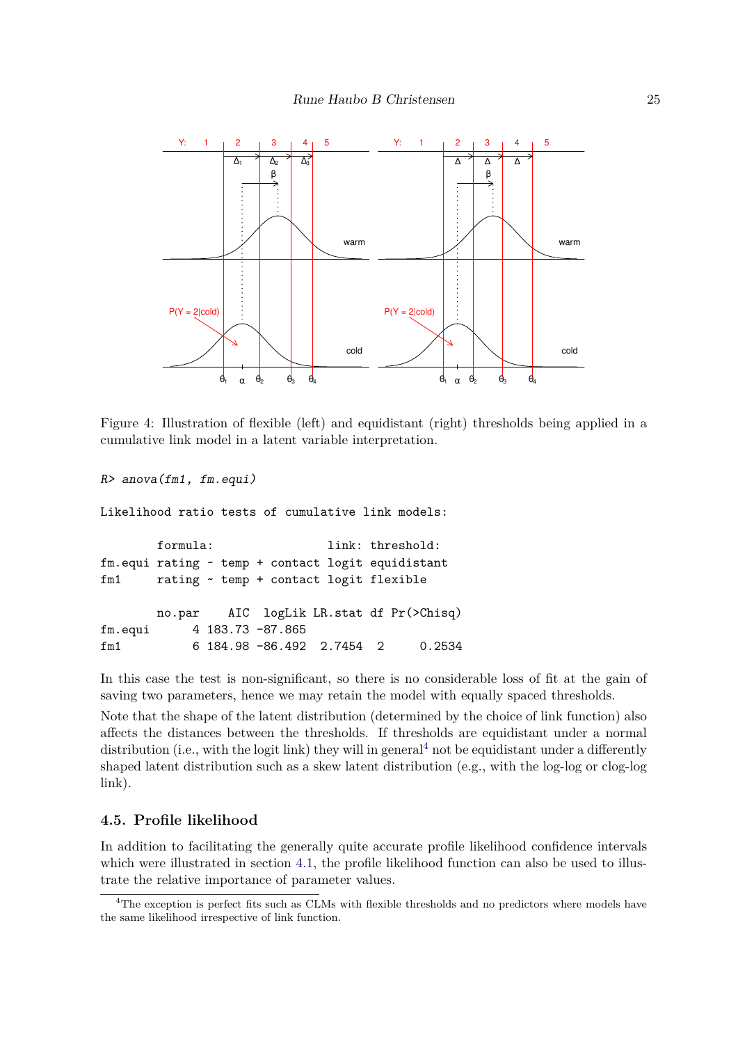Figure 4: Illustration of flexible (left) and equidistant (right) thresholds being applied in a cumulative link model in a latent variable interpretation.

```
R> anova(fm1, fm.equi)

Likelihood ratio tests of cumulative link models:

        formula:                link: threshold:
fm.equi rating ~ temp + contact logit equidistant
fm1     rating ~ temp + contact logit flexible

        no.par    AIC  logLik LR.stat df Pr(>Chisq)
fm.equi      4 183.73 -87.865
fm1          6 184.98 -86.492  2.7454  2     0.2534
```

In this case the test is non-significant, so there is no considerable loss of fit at the gain of saving two parameters, hence we may retain the model with equally spaced thresholds.

Note that the shape of the latent distribution (determined by the choice of link function) also affects the distances between the thresholds. If thresholds are equidistant under a normal distribution (i.e., with the logit link) they will in general[4] not be equidistant under a differently shaped latent distribution such as a skew latent distribution (e.g., with the log-log or clog-log link).

### 4.5. Profile likelihood

In addition to facilitating the generally quite accurate profile likelihood confidence intervals which were illustrated in section 4.1, the profile likelihood function can also be used to illustrate the relative importance of parameter values.

[4]The exception is perfect fits such as CLMs with flexible thresholds and no predictors where models have the same likelihood irrespective of link function.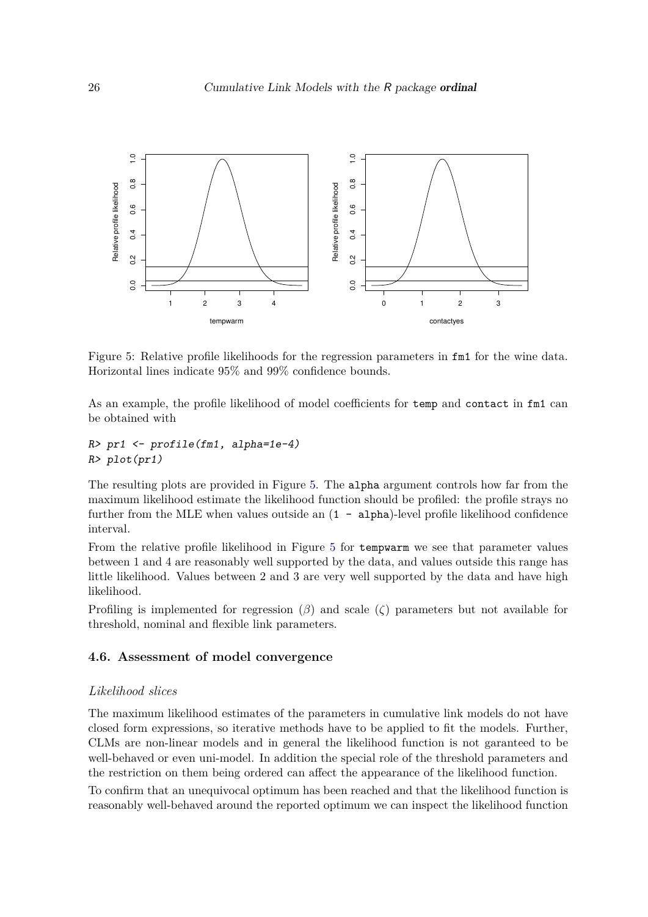Figure 5: Relative profile likelihoods for the regression parameters in fm1 for the wine data. Horizontal lines indicate 95% and 99% confidence bounds.

As an example, the profile likelihood of model coefficients for temp and contact in fm1 can be obtained with

```
R> pr1 <- profile(fm1, alpha=1e-4)
R> plot(pr1)
```

The resulting plots are provided in Figure 5. The alpha argument controls how far from the maximum likelihood estimate the likelihood function should be profiled: the profile strays no further from the MLE when values outside an (1 - alpha)-level profile likelihood confidence interval.

From the relative profile likelihood in Figure 5 for tempwarm we see that parameter values between 1 and 4 are reasonably well supported by the data, and values outside this range has little likelihood. Values between 2 and 3 are very well supported by the data and have high likelihood.

Profiling is implemented for regression ($\beta$) and scale ($\zeta$) parameters but not available for threshold, nominal and flexible link parameters.

### 4.6. Assessment of model convergence

*Likelihood slices*

The maximum likelihood estimates of the parameters in cumulative link models do not have closed form expressions, so iterative methods have to be applied to fit the models. Further, CLMs are non-linear models and in general the likelihood function is not garanteed to be well-behaved or even uni-model. In addition the special role of the threshold parameters and the restriction on them being ordered can affect the appearance of the likelihood function.

To confirm that an unequivocal optimum has been reached and that the likelihood function is reasonably well-behaved around the reported optimum we can inspect the likelihood function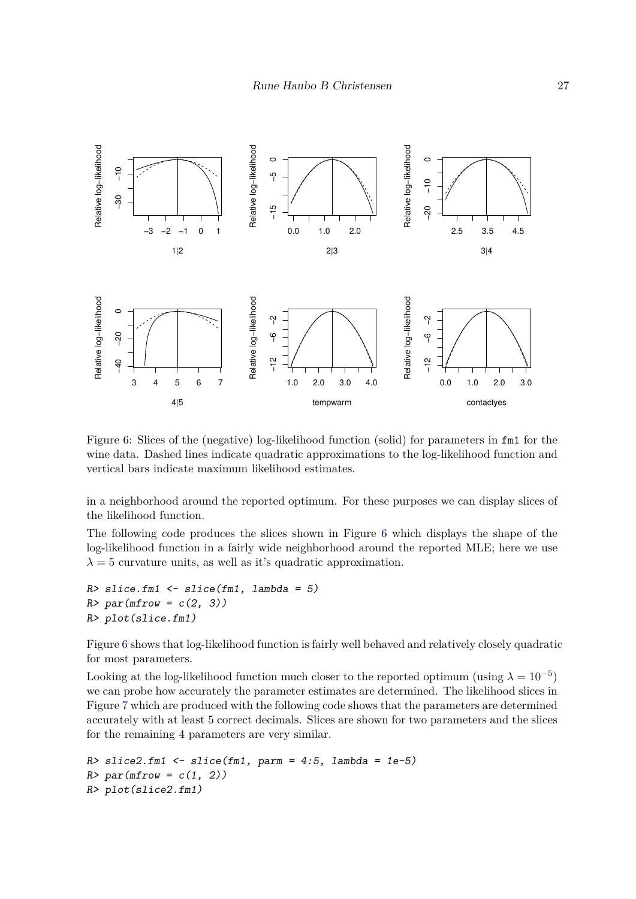Figure 6: Slices of the (negative) log-likelihood function (solid) for parameters in `fm1` for the wine data. Dashed lines indicate quadratic approximations to the log-likelihood function and vertical bars indicate maximum likelihood estimates.

in a neighborhood around the reported optimum. For these purposes we can display slices of the likelihood function.

The following code produces the slices shown in Figure 6 which displays the shape of the log-likelihood function in a fairly wide neighborhood around the reported MLE; here we use $\lambda = 5$ curvature units, as well as it's quadratic approximation.

```
R> slice.fm1 <- slice(fm1, lambda = 5)
R> par(mfrow = c(2, 3))
R> plot(slice.fm1)
```

Figure 6 shows that log-likelihood function is fairly well behaved and relatively closely quadratic for most parameters.

Looking at the log-likelihood function much closer to the reported optimum (using $\lambda = 10^{-5}$) we can probe how accurately the parameter estimates are determined. The likelihood slices in Figure 7 which are produced with the following code shows that the parameters are determined accurately with at least 5 correct decimals. Slices are shown for two parameters and the slices for the remaining 4 parameters are very similar.

```
R> slice2.fm1 <- slice(fm1, parm = 4:5, lambda = 1e-5)
R> par(mfrow = c(1, 2))
R> plot(slice2.fm1)
```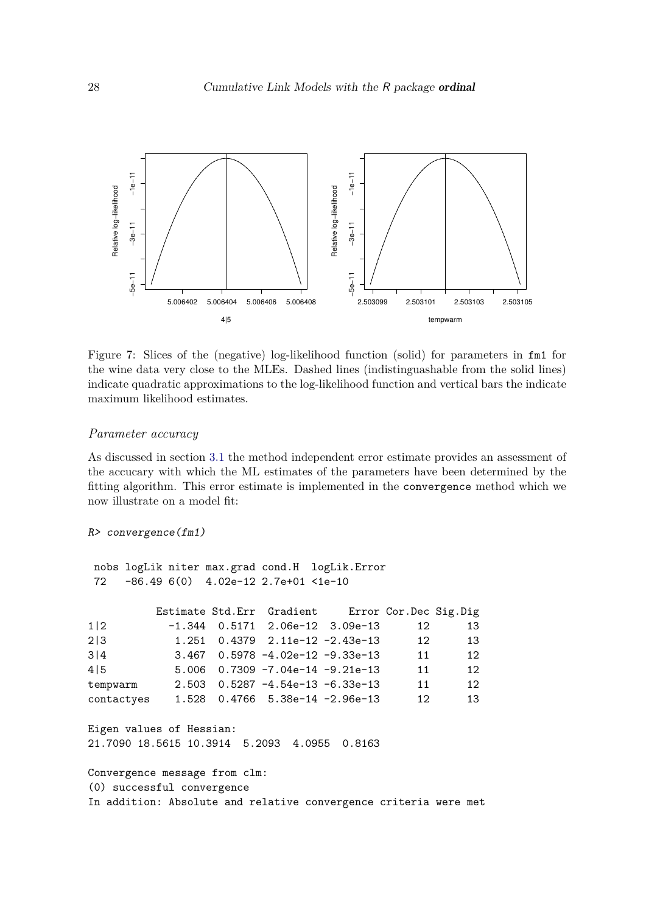Figure 7: Slices of the (negative) log-likelihood function (solid) for parameters in `fm1` for the wine data very close to the MLEs. Dashed lines (indistinguashable from the solid lines) indicate quadratic approximations to the log-likelihood function and vertical bars the indicate maximum likelihood estimates.

### *Parameter accuracy*

As discussed in section 3.1 the method independent error estimate provides an assessment of the accucary with which the ML estimates of the parameters have been determined by the fitting algorithm. This error estimate is implemented in the `convergence` method which we now illustrate on a model fit:

```
R> convergence(fm1)

 nobs logLik niter max.grad cond.H  logLik.Error
 72   -86.49 6(0)  4.02e-12 2.7e+01 <1e-10

           Estimate Std.Err  Gradient     Error Cor.Dec Sig.Dig
1|2          -1.344  0.5171  2.06e-12  3.09e-13      12      13
2|3           1.251  0.4379  2.11e-12 -2.43e-13      12      13
3|4           3.467  0.5978 -4.02e-12 -9.33e-13      11      12
4|5           5.006  0.7309 -7.04e-14 -9.21e-13      11      12
tempwarm      2.503  0.5287 -4.54e-13 -6.33e-13      11      12
contactyes    1.528  0.4766  5.38e-14 -2.96e-13      12      13

Eigen values of Hessian:
21.7090 18.5615 10.3914  5.2093  4.0955  0.8163

Convergence message from clm:
(0) successful convergence
In addition: Absolute and relative convergence criteria were met
```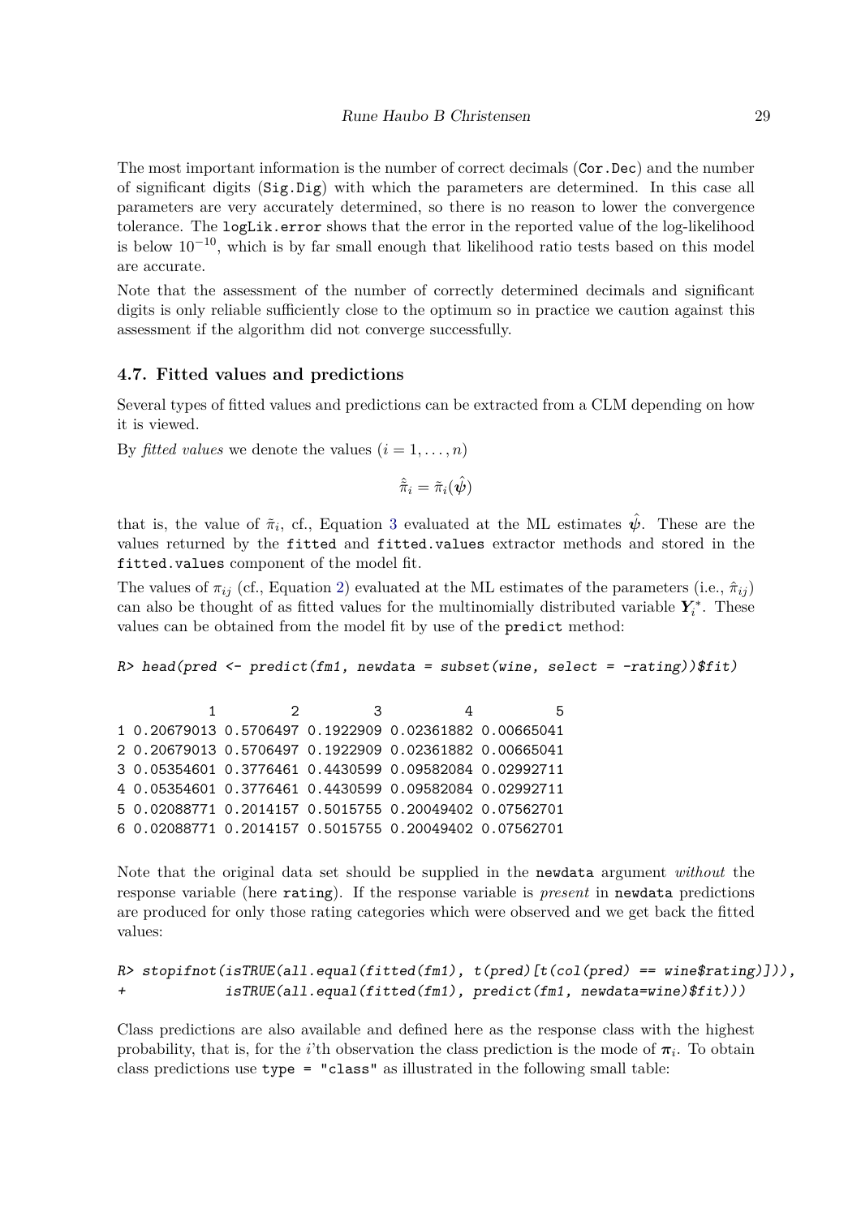The most important information is the number of correct decimals (`Cor.Dec`) and the number of significant digits (`Sig.Dig`) with which the parameters are determined. In this case all parameters are very accurately determined, so there is no reason to lower the convergence tolerance. The `logLik.error` shows that the error in the reported value of the log-likelihood is below $10^{-10}$, which is by far small enough that likelihood ratio tests based on this model are accurate.

Note that the assessment of the number of correctly determined decimals and significant digits is only reliable sufficiently close to the optimum so in practice we caution against this assessment if the algorithm did not converge successfully.

### 4.7. Fitted values and predictions

Several types of fitted values and predictions can be extracted from a CLM depending on how it is viewed.

By *fitted values* we denote the values $(i = 1, \ldots, n)$

$$\hat{\tilde{\pi}}_i = \tilde{\pi}_i(\hat{\boldsymbol{\psi}})$$

that is, the value of $\tilde{\pi}_i$, cf., Equation 3 evaluated at the ML estimates $\hat{\boldsymbol{\psi}}$. These are the values returned by the `fitted` and `fitted.values` extractor methods and stored in the `fitted.values` component of the model fit.

The values of $\pi_{ij}$ (cf., Equation 2) evaluated at the ML estimates of the parameters (i.e., $\hat{\pi}_{ij}$) can also be thought of as fitted values for the multinomially distributed variable $\boldsymbol{Y}_i^*$. These values can be obtained from the model fit by use of the `predict` method:

```
R> head(pred <- predict(fm1, newdata = subset(wine, select = -rating))$fit)

           1         2         3          4          5
1 0.20679013 0.5706497 0.1922909 0.02361882 0.00665041
2 0.20679013 0.5706497 0.1922909 0.02361882 0.00665041
3 0.05354601 0.3776461 0.4430599 0.09582084 0.02992711
4 0.05354601 0.3776461 0.4430599 0.09582084 0.02992711
5 0.02088771 0.2014157 0.5015755 0.20049402 0.07562701
6 0.02088771 0.2014157 0.5015755 0.20049402 0.07562701
```

Note that the original data set should be supplied in the `newdata` argument *without* the response variable (here `rating`). If the response variable is *present* in `newdata` predictions are produced for only those rating categories which were observed and we get back the fitted values:

```
R> stopifnot(isTRUE(all.equal(fitted(fm1), t(pred)[t(col(pred) == wine$rating)])),
+            isTRUE(all.equal(fitted(fm1), predict(fm1, newdata=wine)$fit)))
```

Class predictions are also available and defined here as the response class with the highest probability, that is, for the $i$'th observation the class prediction is the mode of $\boldsymbol{\pi}_i$. To obtain class predictions use `type = "class"` as illustrated in the following small table: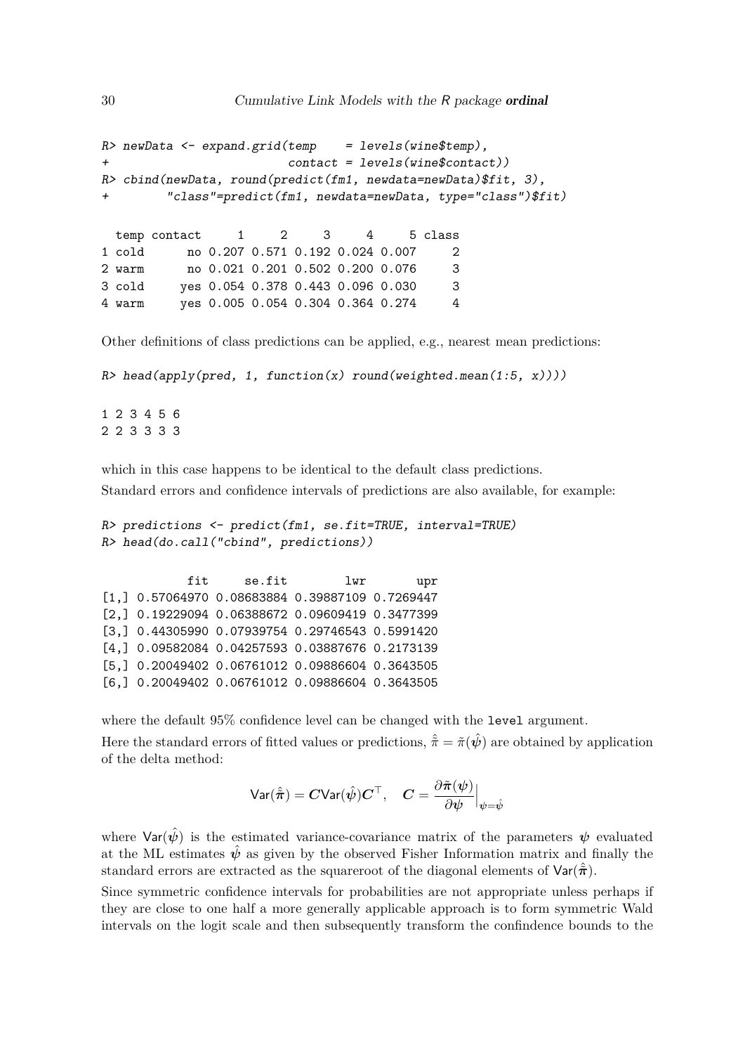```
R> newData <- expand.grid(temp    = levels(wine$temp),
+                         contact = levels(wine$contact))
R> cbind(newData, round(predict(fm1, newdata=newData)$fit, 3),
+        "class"=predict(fm1, newdata=newData, type="class")$fit)
```

```
  temp contact     1     2     3     4     5 class
1 cold      no 0.207 0.571 0.192 0.024 0.007     2
2 warm      no 0.021 0.201 0.502 0.200 0.076     3
3 cold     yes 0.054 0.378 0.443 0.096 0.030     3
4 warm     yes 0.005 0.054 0.304 0.364 0.274     4
```

Other definitions of class predictions can be applied, e.g., nearest mean predictions:

```
R> head(apply(pred, 1, function(x) round(weighted.mean(1:5, x))))
```

```
1 2 3 4 5 6
2 2 3 3 3 3
```

which in this case happens to be identical to the default class predictions.

Standard errors and confidence intervals of predictions are also available, for example:

```
R> predictions <- predict(fm1, se.fit=TRUE, interval=TRUE)
R> head(do.call("cbind", predictions))
```

```
            fit     se.fit        lwr       upr
[1,] 0.57064970 0.08683884 0.39887109 0.7269447
[2,] 0.19229094 0.06388672 0.09609419 0.3477399
[3,] 0.44305990 0.07939754 0.29746543 0.5991420
[4,] 0.09582084 0.04257593 0.03887676 0.2173139
[5,] 0.20049402 0.06761012 0.09886604 0.3643505
[6,] 0.20049402 0.06761012 0.09886604 0.3643505
```

where the default 95% confidence level can be changed with the `level` argument.

Here the standard errors of fitted values or predictions, $\hat{\tilde{\pi}} = \tilde{\pi}(\hat{\boldsymbol{\psi}})$ are obtained by application of the delta method:

$$\mathsf{Var}(\hat{\tilde{\boldsymbol{\pi}}}) = \boldsymbol{C}\mathsf{Var}(\hat{\boldsymbol{\psi}})\boldsymbol{C}^\top, \quad \boldsymbol{C} = \frac{\partial \tilde{\boldsymbol{\pi}}(\boldsymbol{\psi})}{\partial \boldsymbol{\psi}}\Big|_{\boldsymbol{\psi}=\hat{\boldsymbol{\psi}}}$$

where $\mathsf{Var}(\hat{\boldsymbol{\psi}})$ is the estimated variance-covariance matrix of the parameters $\boldsymbol{\psi}$ evaluated at the ML estimates $\hat{\boldsymbol{\psi}}$ as given by the observed Fisher Information matrix and finally the standard errors are extracted as the squareroot of the diagonal elements of $\mathsf{Var}(\hat{\tilde{\boldsymbol{\pi}}})$.

Since symmetric confidence intervals for probabilities are not appropriate unless perhaps if they are close to one half a more generally applicable approach is to form symmetric Wald intervals on the logit scale and then subsequently transform the confindence bounds to the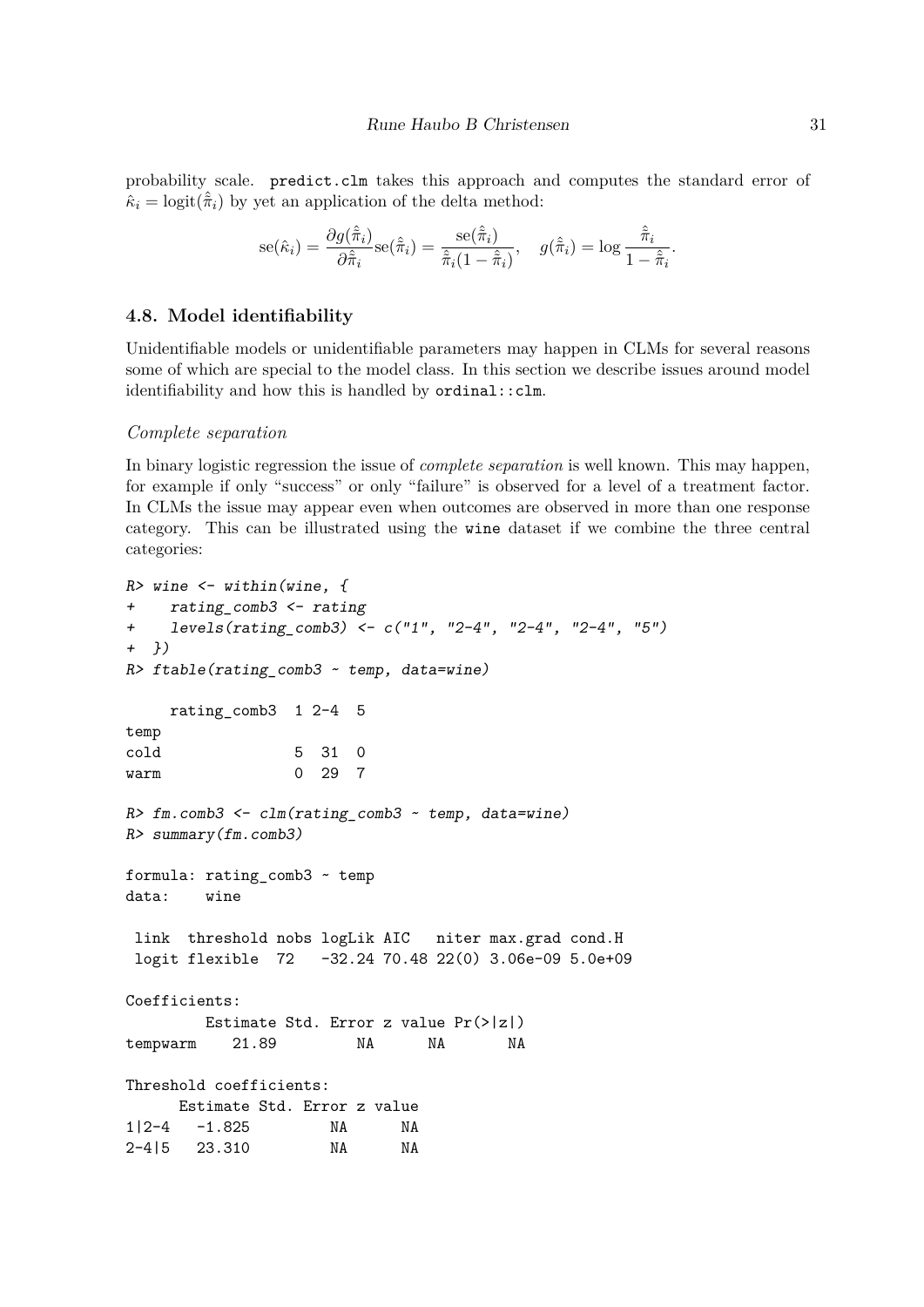probability scale. `predict.clm` takes this approach and computes the standard error of $\hat{\kappa}_i = \text{logit}(\hat{\hat{\pi}}_i)$ by yet an application of the delta method:

$$\text{se}(\hat{\kappa}_i) = \frac{\partial g(\hat{\hat{\pi}}_i)}{\partial \hat{\hat{\pi}}_i} \text{se}(\hat{\hat{\pi}}_i) = \frac{\text{se}(\hat{\hat{\pi}}_i)}{\hat{\hat{\pi}}_i(1 - \hat{\hat{\pi}}_i)}, \quad g(\hat{\hat{\pi}}_i) = \log \frac{\hat{\hat{\pi}}_i}{1 - \hat{\hat{\pi}}_i}.$$

### 4.8. Model identifiability

Unidentifiable models or unidentifiable parameters may happen in CLMs for several reasons some of which are special to the model class. In this section we describe issues around model identifiability and how this is handled by `ordinal::clm`.

*Complete separation*

In binary logistic regression the issue of *complete separation* is well known. This may happen, for example if only "success" or only "failure" is observed for a level of a treatment factor. In CLMs the issue may appear even when outcomes are observed in more than one response category. This can be illustrated using the `wine` dataset if we combine the three central categories:

```
R> wine <- within(wine, {
+    rating_comb3 <- rating
+    levels(rating_comb3) <- c("1", "2-4", "2-4", "2-4", "5")
+  })
R> ftable(rating_comb3 ~ temp, data=wine)

     rating_comb3  1 2-4  5
temp
cold               5  31  0
warm               0  29  7

R> fm.comb3 <- clm(rating_comb3 ~ temp, data=wine)
R> summary(fm.comb3)

formula: rating_comb3 ~ temp
data:    wine

 link  threshold nobs logLik AIC   niter max.grad cond.H
 logit flexible  72   -32.24 70.48 22(0) 3.06e-09 5.0e+09

Coefficients:
         Estimate Std. Error z value Pr(>|z|)
tempwarm    21.89         NA      NA       NA

Threshold coefficients:
      Estimate Std. Error z value
1|2-4   -1.825         NA      NA
2-4|5   23.310         NA      NA
```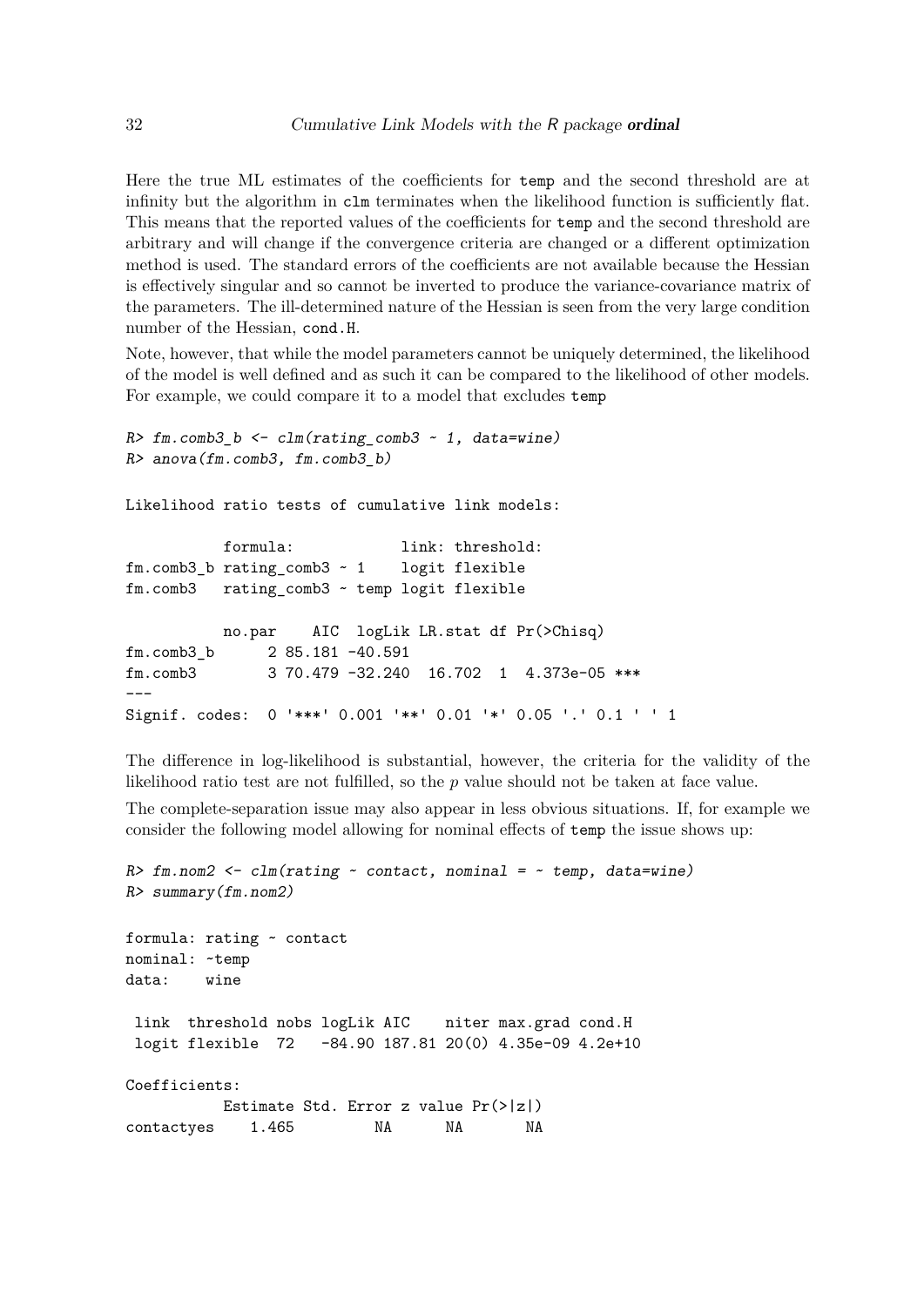Here the true ML estimates of the coefficients for `temp` and the second threshold are at infinity but the algorithm in `clm` terminates when the likelihood function is sufficiently flat. This means that the reported values of the coefficients for `temp` and the second threshold are arbitrary and will change if the convergence criteria are changed or a different optimization method is used. The standard errors of the coefficients are not available because the Hessian is effectively singular and so cannot be inverted to produce the variance-covariance matrix of the parameters. The ill-determined nature of the Hessian is seen from the very large condition number of the Hessian, `cond.H`.

Note, however, that while the model parameters cannot be uniquely determined, the likelihood of the model is well defined and as such it can be compared to the likelihood of other models. For example, we could compare it to a model that excludes `temp`

```
R> fm.comb3_b <- clm(rating_comb3 ~ 1, data=wine)
R> anova(fm.comb3, fm.comb3_b)

Likelihood ratio tests of cumulative link models:

           formula:            link: threshold:
fm.comb3_b rating_comb3 ~ 1    logit flexible
fm.comb3   rating_comb3 ~ temp logit flexible

           no.par    AIC  logLik LR.stat df Pr(>Chisq)
fm.comb3_b      2 85.181 -40.591
fm.comb3        3 70.479 -32.240  16.702  1  4.373e-05 ***
---
Signif. codes:  0 '***' 0.001 '**' 0.01 '*' 0.05 '.' 0.1 ' ' 1
```

The difference in log-likelihood is substantial, however, the criteria for the validity of the likelihood ratio test are not fulfilled, so the $p$ value should not be taken at face value.

The complete-separation issue may also appear in less obvious situations. If, for example we consider the following model allowing for nominal effects of `temp` the issue shows up:

```
R> fm.nom2 <- clm(rating ~ contact, nominal = ~ temp, data=wine)
R> summary(fm.nom2)

formula: rating ~ contact
nominal: ~temp
data:    wine

 link  threshold nobs logLik AIC    niter max.grad cond.H
 logit flexible  72   -84.90 187.81 20(0) 4.35e-09 4.2e+10

Coefficients:
           Estimate Std. Error z value Pr(>|z|)
contactyes    1.465         NA      NA       NA
```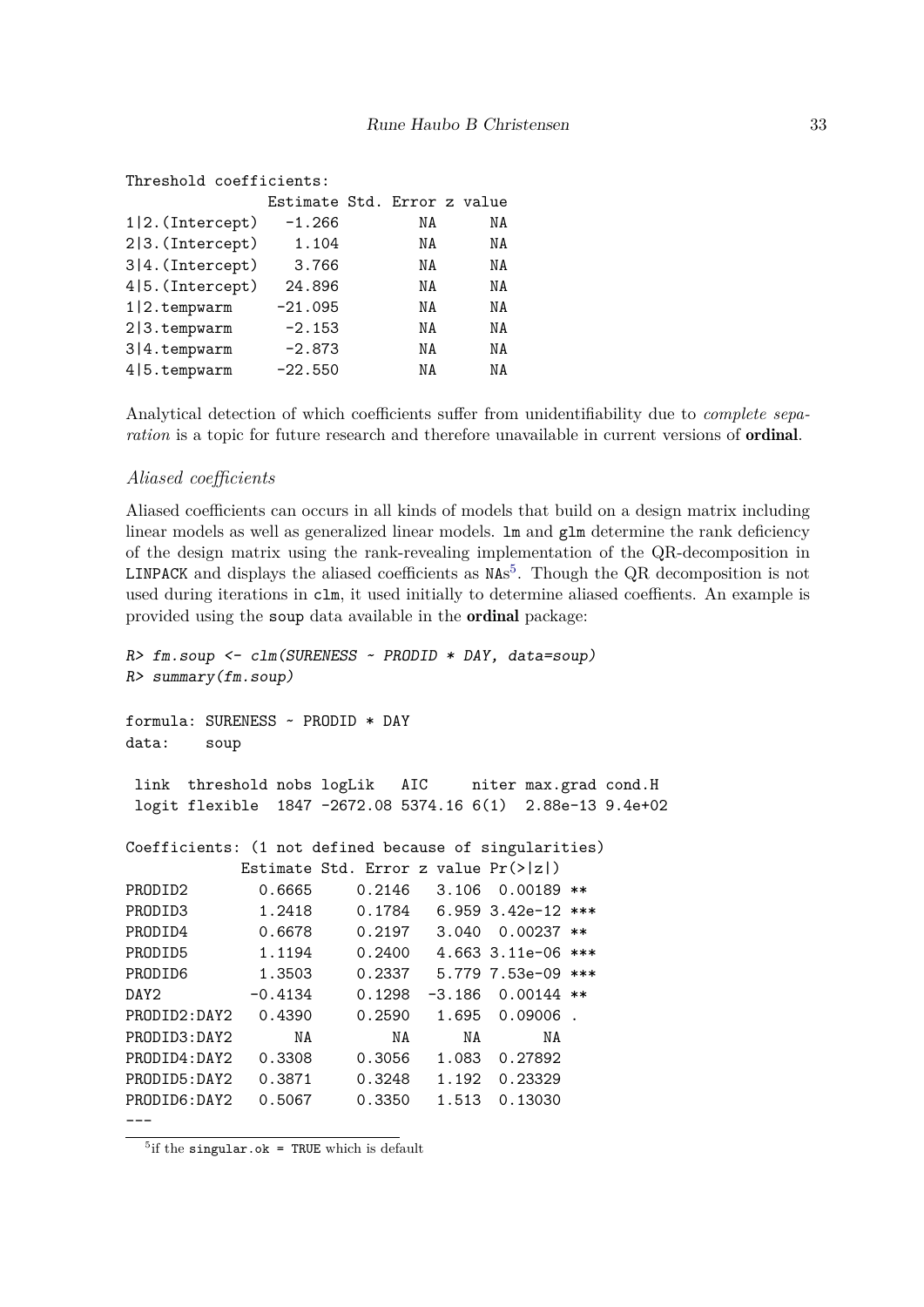```
Threshold coefficients:
                Estimate Std. Error z value
1|2.(Intercept)   -1.266         NA      NA
2|3.(Intercept)    1.104         NA      NA
3|4.(Intercept)    3.766         NA      NA
4|5.(Intercept)   24.896         NA      NA
1|2.tempwarm     -21.095         NA      NA
2|3.tempwarm      -2.153         NA      NA
3|4.tempwarm      -2.873         NA      NA
4|5.tempwarm     -22.550         NA      NA
```

Analytical detection of which coefficients suffer from unidentifiability due to *complete separation* is a topic for future research and therefore unavailable in current versions of **ordinal**.

### *Aliased coefficients*

Aliased coefficients can occurs in all kinds of models that build on a design matrix including linear models as well as generalized linear models. `lm` and `glm` determine the rank deficiency of the design matrix using the rank-revealing implementation of the QR-decomposition in `LINPACK` and displays the aliased coefficients as `NA`s[5]. Though the QR decomposition is not used during iterations in `clm`, it used initially to determine aliased coeffients. An example is provided using the `soup` data available in the **ordinal** package:

```
R> fm.soup <- clm(SURENESS ~ PRODID * DAY, data=soup)
R> summary(fm.soup)

formula: SURENESS ~ PRODID * DAY
data:    soup

 link  threshold nobs logLik   AIC     niter max.grad cond.H
 logit flexible  1847 -2672.08 5374.16 6(1)  2.88e-13 9.4e+02

Coefficients: (1 not defined because of singularities)
            Estimate Std. Error z value Pr(>|z|)
PRODID2       0.6665     0.2146   3.106  0.00189 **
PRODID3       1.2418     0.1784   6.959 3.42e-12 ***
PRODID4       0.6678     0.2197   3.040  0.00237 **
PRODID5       1.1194     0.2400   4.663 3.11e-06 ***
PRODID6       1.3503     0.2337   5.779 7.53e-09 ***
DAY2         -0.4134     0.1298  -3.186  0.00144 **
PRODID2:DAY2   0.4390     0.2590   1.695  0.09006 .
PRODID3:DAY2       NA         NA      NA       NA
PRODID4:DAY2   0.3308     0.3056   1.083  0.27892
PRODID5:DAY2   0.3871     0.3248   1.192  0.23329
PRODID6:DAY2   0.5067     0.3350   1.513  0.13030
---
```

[5] if the `singular.ok = TRUE` which is default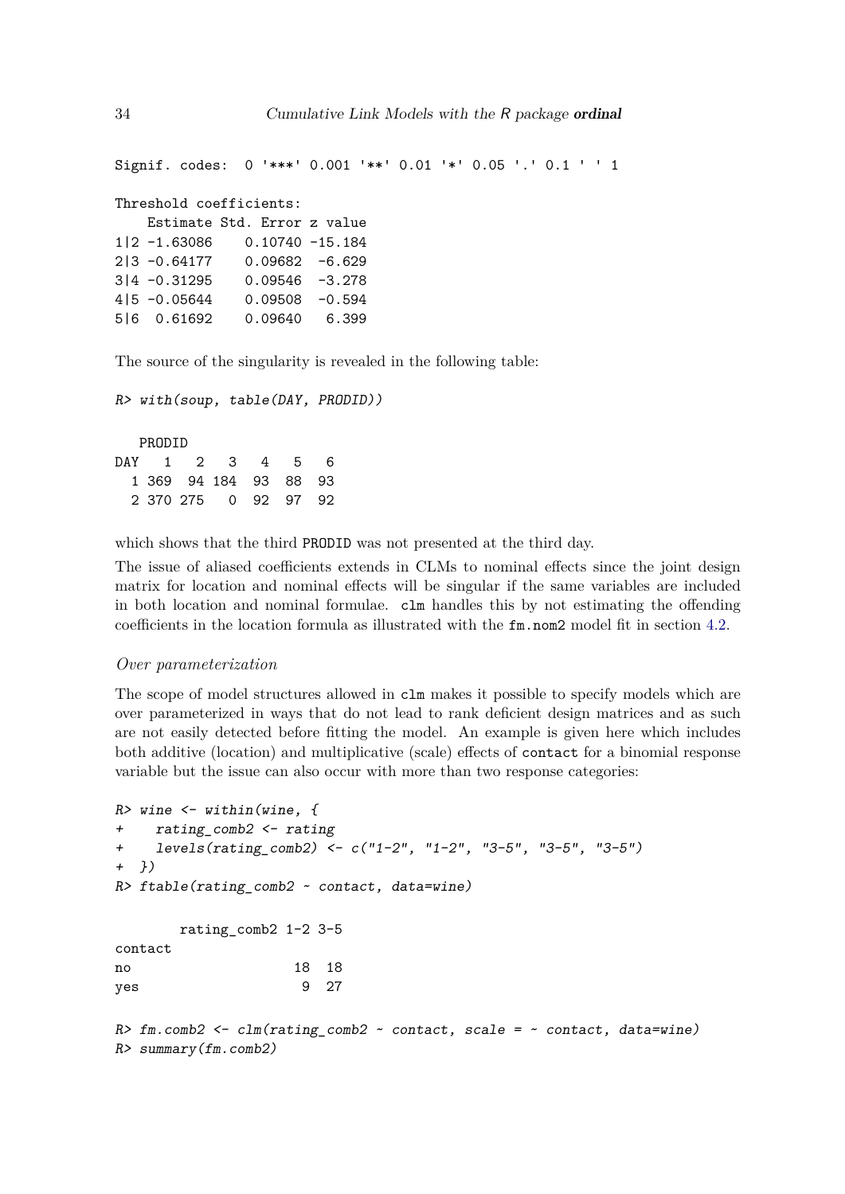```
Signif. codes:  0 '***' 0.001 '**' 0.01 '*' 0.05 '.' 0.1 ' ' 1

Threshold coefficients:
    Estimate Std. Error z value
1|2 -1.63086    0.10740 -15.184
2|3 -0.64177    0.09682  -6.629
3|4 -0.31295    0.09546  -3.278
4|5 -0.05644    0.09508  -0.594
5|6  0.61692    0.09640   6.399
```

The source of the singularity is revealed in the following table:

```
R> with(soup, table(DAY, PRODID))

   PRODID
DAY   1   2   3   4   5   6
  1 369  94 184  93  88  93
  2 370 275   0  92  97  92
```

which shows that the third PRODID was not presented at the third day.

The issue of aliased coefficients extends in CLMs to nominal effects since the joint design matrix for location and nominal effects will be singular if the same variables are included in both location and nominal formulae. `clm` handles this by not estimating the offending coefficients in the location formula as illustrated with the `fm.nom2` model fit in section 4.2.

*Over parameterization*

The scope of model structures allowed in `clm` makes it possible to specify models which are over parameterized in ways that do not lead to rank deficient design matrices and as such are not easily detected before fitting the model. An example is given here which includes both additive (location) and multiplicative (scale) effects of `contact` for a binomial response variable but the issue can also occur with more than two response categories:

```
R> wine <- within(wine, {
+    rating_comb2 <- rating
+    levels(rating_comb2) <- c("1-2", "1-2", "3-5", "3-5", "3-5")
+  })
R> ftable(rating_comb2 ~ contact, data=wine)

        rating_comb2 1-2 3-5
contact
no                    18  18
yes                    9  27

R> fm.comb2 <- clm(rating_comb2 ~ contact, scale = ~ contact, data=wine)
R> summary(fm.comb2)
```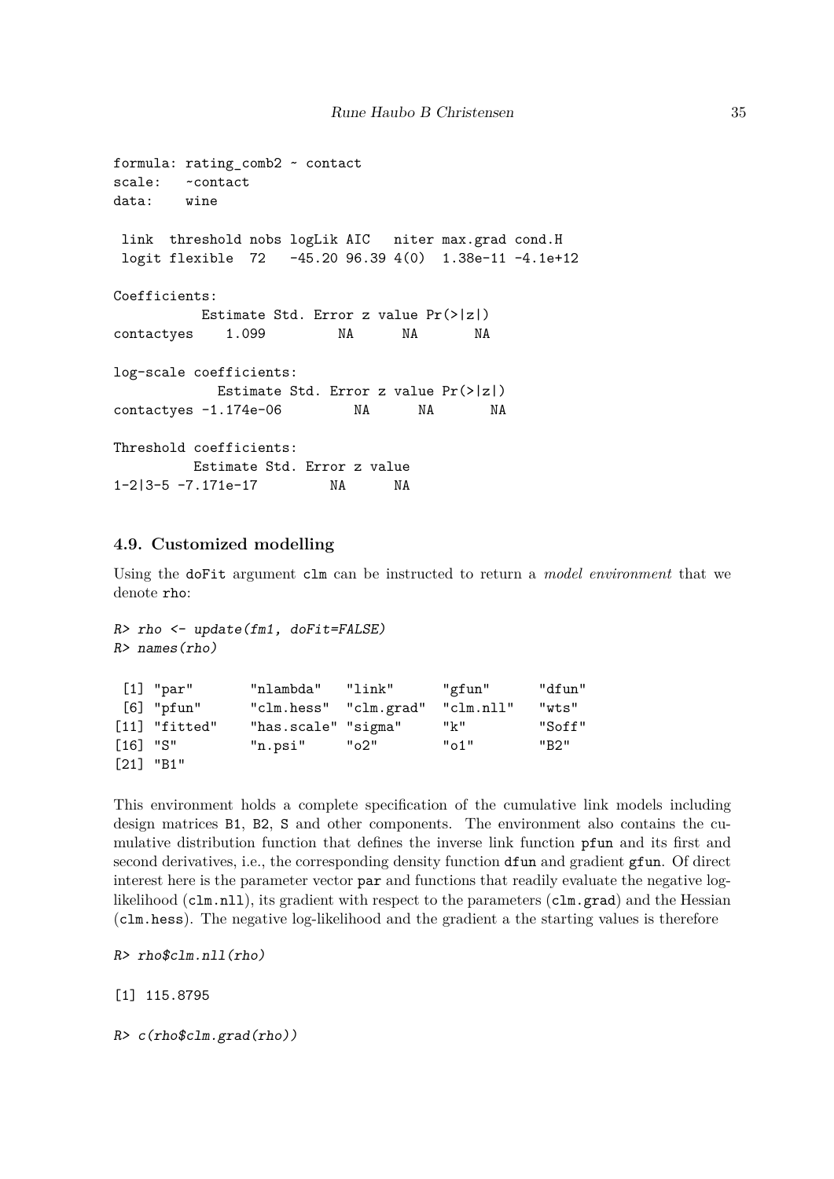```
formula: rating_comb2 ~ contact
scale:   ~contact
data:    wine

 link  threshold nobs logLik AIC   niter max.grad cond.H
 logit flexible  72   -45.20 96.39 4(0)  1.38e-11 -4.1e+12

Coefficients:
           Estimate Std. Error z value Pr(>|z|)
contactyes    1.099         NA      NA       NA

log-scale coefficients:
             Estimate Std. Error z value Pr(>|z|)
contactyes -1.174e-06         NA      NA       NA

Threshold coefficients:
          Estimate Std. Error z value
1-2|3-5 -7.171e-17         NA      NA
```

### 4.9. Customized modelling

Using the doFit argument clm can be instructed to return a *model environment* that we denote rho:

```
R> rho <- update(fm1, doFit=FALSE)
R> names(rho)

 [1] "par"        "nlambda"    "link"       "gfun"       "dfun"
 [6] "pfun"       "clm.hess"   "clm.grad"   "clm.nll"    "wts"
[11] "fitted"     "has.scale"  "sigma"      "k"          "Soff"
[16] "S"          "n.psi"      "o2"         "o1"         "B2"
[21] "B1"
```

This environment holds a complete specification of the cumulative link models including design matrices B1, B2, S and other components. The environment also contains the cumulative distribution function that defines the inverse link function pfun and its first and second derivatives, i.e., the corresponding density function dfun and gradient gfun. Of direct interest here is the parameter vector par and functions that readily evaluate the negative log-likelihood (clm.nll), its gradient with respect to the parameters (clm.grad) and the Hessian (clm.hess). The negative log-likelihood and the gradient a the starting values is therefore

```
R> rho$clm.nll(rho)

[1] 115.8795

R> c(rho$clm.grad(rho))
```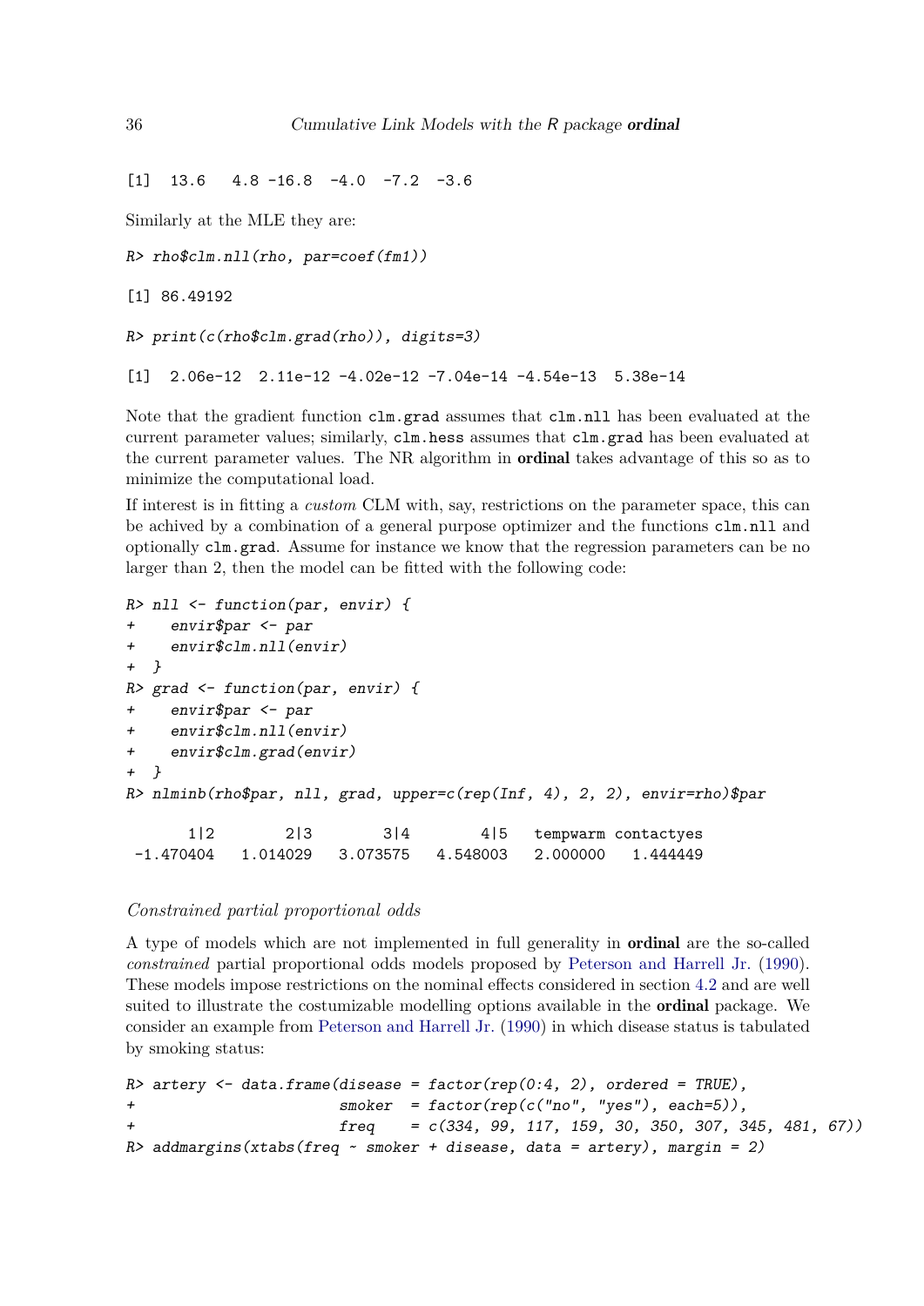```
[1]  13.6   4.8 -16.8  -4.0  -7.2  -3.6
```

Similarly at the MLE they are:

```
R> rho$clm.nll(rho, par=coef(fm1))

[1] 86.49192

R> print(c(rho$clm.grad(rho)), digits=3)

[1]  2.06e-12  2.11e-12 -4.02e-12 -7.04e-14 -4.54e-13  5.38e-14
```

Note that the gradient function `clm.grad` assumes that `clm.nll` has been evaluated at the current parameter values; similarly, `clm.hess` assumes that `clm.grad` has been evaluated at the current parameter values. The NR algorithm in **ordinal** takes advantage of this so as to minimize the computational load.

If interest is in fitting a *custom* CLM with, say, restrictions on the parameter space, this can be achived by a combination of a general purpose optimizer and the functions `clm.nll` and optionally `clm.grad`. Assume for instance we know that the regression parameters can be no larger than 2, then the model can be fitted with the following code:

```
R> nll <- function(par, envir) {
+    envir$par <- par
+    envir$clm.nll(envir)
+  }
R> grad <- function(par, envir) {
+    envir$par <- par
+    envir$clm.nll(envir)
+    envir$clm.grad(envir)
+  }
R> nlminb(rho$par, nll, grad, upper=c(rep(Inf, 4), 2, 2), envir=rho)$par

       1|2        2|3        3|4        4|5   tempwarm contactyes 
 -1.470404   1.014029   3.073575   4.548003   2.000000   1.444449 
```

### *Constrained partial proportional odds*

A type of models which are not implemented in full generality in **ordinal** are the so-called *constrained* partial proportional odds models proposed by Peterson and Harrell Jr. (1990). These models impose restrictions on the nominal effects considered in section 4.2 and are well suited to illustrate the costumizable modelling options available in the **ordinal** package. We consider an example from Peterson and Harrell Jr. (1990) in which disease status is tabulated by smoking status:

```
R> artery <- data.frame(disease = factor(rep(0:4, 2), ordered = TRUE),
+                       smoker  = factor(rep(c("no", "yes"), each=5)),
+                       freq    = c(334, 99, 117, 159, 30, 350, 307, 345, 481, 67))
R> addmargins(xtabs(freq ~ smoker + disease, data = artery), margin = 2)
```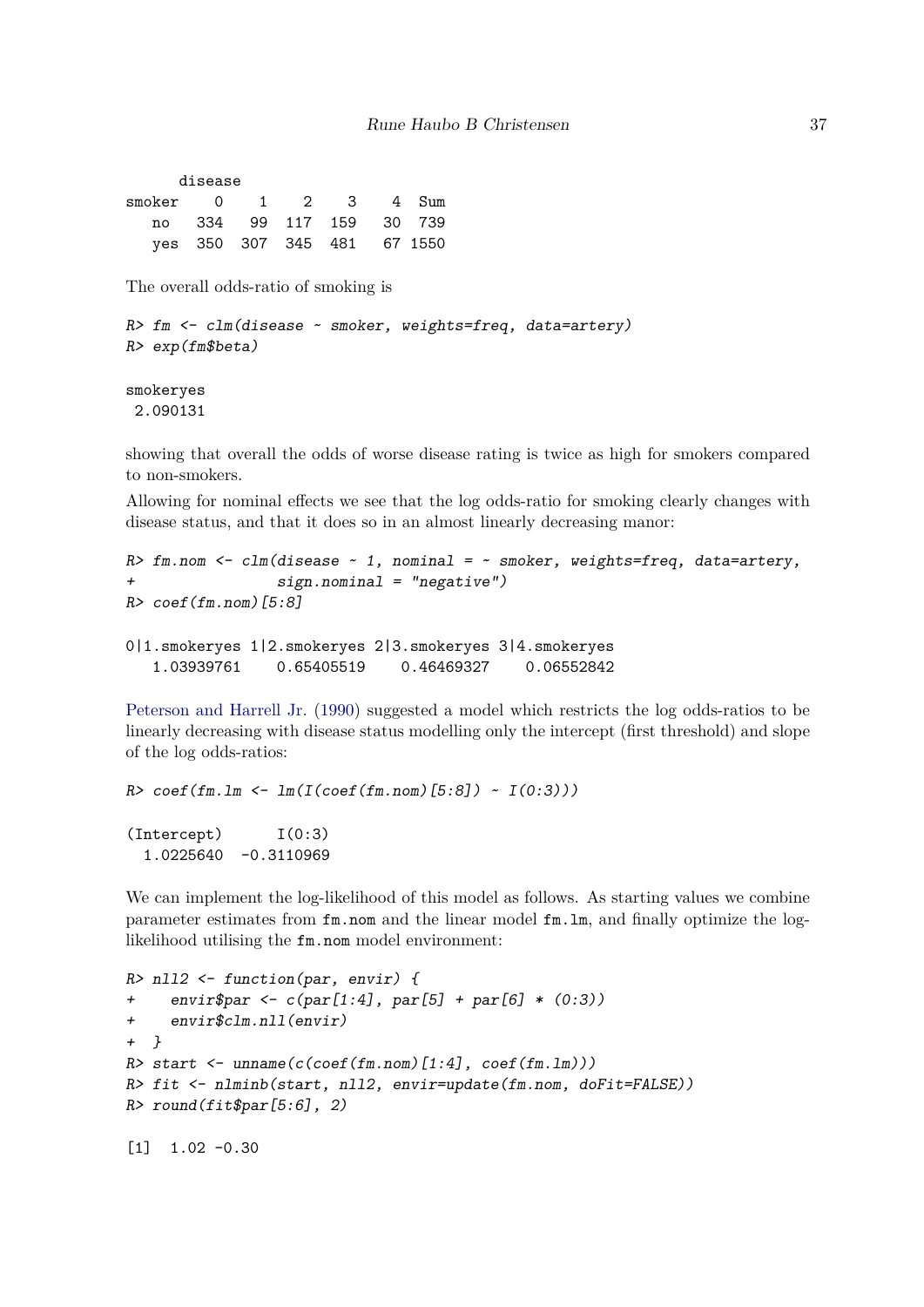```
      disease
smoker    0    1    2    3    4  Sum
   no   334   99  117  159   30  739
   yes  350  307  345  481   67 1550
```

The overall odds-ratio of smoking is

```
R> fm <- clm(disease ~ smoker, weights=freq, data=artery)
R> exp(fm$beta)

smokeryes
 2.090131
```

showing that overall the odds of worse disease rating is twice as high for smokers compared to non-smokers.

Allowing for nominal effects we see that the log odds-ratio for smoking clearly changes with disease status, and that it does so in an almost linearly decreasing manor:

```
R> fm.nom <- clm(disease ~ 1, nominal = ~ smoker, weights=freq, data=artery,
+               sign.nominal = "negative")
R> coef(fm.nom)[5:8]

0|1.smokeryes 1|2.smokeryes 2|3.smokeryes 3|4.smokeryes
   1.03939761    0.65405519    0.46469327    0.06552842
```

Peterson and Harrell Jr. (1990) suggested a model which restricts the log odds-ratios to be linearly decreasing with disease status modelling only the intercept (first threshold) and slope of the log odds-ratios:

```
R> coef(fm.lm <- lm(I(coef(fm.nom)[5:8]) ~ I(0:3)))

(Intercept)      I(0:3)
  1.0225640  -0.3110969
```

We can implement the log-likelihood of this model as follows. As starting values we combine parameter estimates from `fm.nom` and the linear model `fm.lm`, and finally optimize the log-likelihood utilising the `fm.nom` model environment:

```
R> nll2 <- function(par, envir) {
+    envir$par <- c(par[1:4], par[5] + par[6] * (0:3))
+    envir$clm.nll(envir)
+ }
R> start <- unname(c(coef(fm.nom)[1:4], coef(fm.lm)))
R> fit <- nlminb(start, nll2, envir=update(fm.nom, doFit=FALSE))
R> round(fit$par[5:6], 2)

[1]  1.02 -0.30
```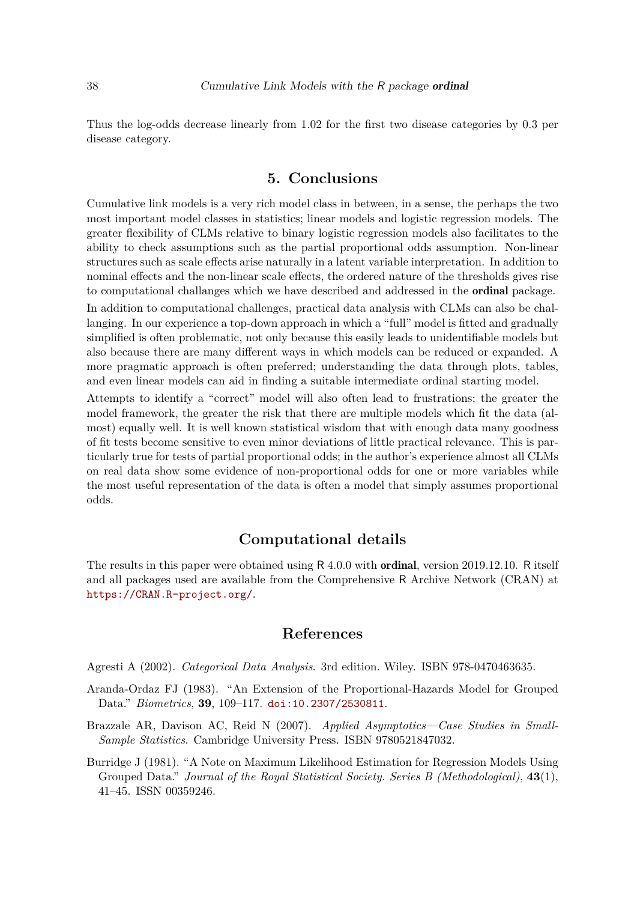Thus the log-odds decrease linearly from 1.02 for the first two disease categories by 0.3 per disease category.

## 5. Conclusions

Cumulative link models is a very rich model class in between, in a sense, the perhaps the two most important model classes in statistics; linear models and logistic regression models. The greater flexibility of CLMs relative to binary logistic regression models also facilitates to the ability to check assumptions such as the partial proportional odds assumption. Non-linear structures such as scale effects arise naturally in a latent variable interpretation. In addition to nominal effects and the non-linear scale effects, the ordered nature of the thresholds gives rise to computational challanges which we have described and addressed in the **ordinal** package.

In addition to computational challenges, practical data analysis with CLMs can also be challanging. In our experience a top-down approach in which a "full" model is fitted and gradually simplified is often problematic, not only because this easily leads to unidentifiable models but also because there are many different ways in which models can be reduced or expanded. A more pragmatic approach is often preferred; understanding the data through plots, tables, and even linear models can aid in finding a suitable intermediate ordinal starting model.

Attempts to identify a "correct" model will also often lead to frustrations; the greater the model framework, the greater the risk that there are multiple models which fit the data (almost) equally well. It is well known statistical wisdom that with enough data many goodness of fit tests become sensitive to even minor deviations of little practical relevance. This is particularly true for tests of partial proportional odds; in the author's experience almost all CLMs on real data show some evidence of non-proportional odds for one or more variables while the most useful representation of the data is often a model that simply assumes proportional odds.

## Computational details

The results in this paper were obtained using R 4.0.0 with **ordinal**, version 2019.12.10. R itself and all packages used are available from the Comprehensive R Archive Network (CRAN) at https://CRAN.R-project.org/.

## References

Agresti A (2002). *Categorical Data Analysis*. 3rd edition. Wiley. ISBN 978-0470463635.

Aranda-Ordaz FJ (1983). "An Extension of the Proportional-Hazards Model for Grouped Data." *Biometrics*, **39**, 109–117. doi:10.2307/2530811.

Brazzale AR, Davison AC, Reid N (2007). *Applied Asymptotics—Case Studies in Small-Sample Statistics*. Cambridge University Press. ISBN 9780521847032.

Burridge J (1981). "A Note on Maximum Likelihood Estimation for Regression Models Using Grouped Data." *Journal of the Royal Statistical Society. Series B (Methodological)*, **43**(1), 41–45. ISSN 00359246.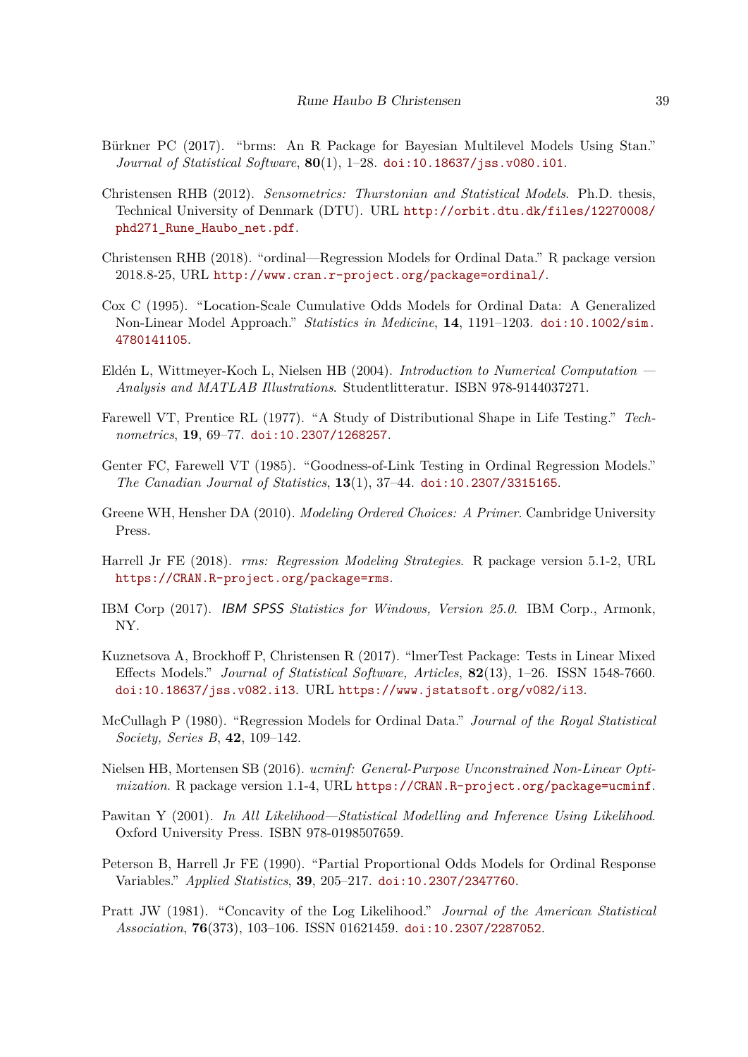Bürkner PC (2017). "brms: An R Package for Bayesian Multilevel Models Using Stan." *Journal of Statistical Software*, **80**(1), 1–28. doi:10.18637/jss.v080.i01.

Christensen RHB (2012). *Sensometrics: Thurstonian and Statistical Models*. Ph.D. thesis, Technical University of Denmark (DTU). URL http://orbit.dtu.dk/files/12270008/phd271_Rune_Haubo_net.pdf.

Christensen RHB (2018). "ordinal—Regression Models for Ordinal Data." R package version 2018.8-25, URL http://www.cran.r-project.org/package=ordinal/.

Cox C (1995). "Location-Scale Cumulative Odds Models for Ordinal Data: A Generalized Non-Linear Model Approach." *Statistics in Medicine*, **14**, 1191–1203. doi:10.1002/sim.4780141105.

Eldén L, Wittmeyer-Koch L, Nielsen HB (2004). *Introduction to Numerical Computation — Analysis and MATLAB Illustrations*. Studentlitteratur. ISBN 978-9144037271.

Farewell VT, Prentice RL (1977). "A Study of Distributional Shape in Life Testing." *Technometrics*, **19**, 69–77. doi:10.2307/1268257.

Genter FC, Farewell VT (1985). "Goodness-of-Link Testing in Ordinal Regression Models." *The Canadian Journal of Statistics*, **13**(1), 37–44. doi:10.2307/3315165.

Greene WH, Hensher DA (2010). *Modeling Ordered Choices: A Primer*. Cambridge University Press.

Harrell Jr FE (2018). *rms: Regression Modeling Strategies*. R package version 5.1-2, URL https://CRAN.R-project.org/package=rms.

IBM Corp (2017). *IBM SPSS Statistics for Windows, Version 25.0*. IBM Corp., Armonk, NY.

Kuznetsova A, Brockhoff P, Christensen R (2017). "lmerTest Package: Tests in Linear Mixed Effects Models." *Journal of Statistical Software, Articles*, **82**(13), 1–26. ISSN 1548-7660. doi:10.18637/jss.v082.i13. URL https://www.jstatsoft.org/v082/i13.

McCullagh P (1980). "Regression Models for Ordinal Data." *Journal of the Royal Statistical Society, Series B*, **42**, 109–142.

Nielsen HB, Mortensen SB (2016). *ucminf: General-Purpose Unconstrained Non-Linear Optimization*. R package version 1.1-4, URL https://CRAN.R-project.org/package=ucminf.

Pawitan Y (2001). *In All Likelihood—Statistical Modelling and Inference Using Likelihood*. Oxford University Press. ISBN 978-0198507659.

Peterson B, Harrell Jr FE (1990). "Partial Proportional Odds Models for Ordinal Response Variables." *Applied Statistics*, **39**, 205–217. doi:10.2307/2347760.

Pratt JW (1981). "Concavity of the Log Likelihood." *Journal of the American Statistical Association*, **76**(373), 103–106. ISSN 01621459. doi:10.2307/2287052.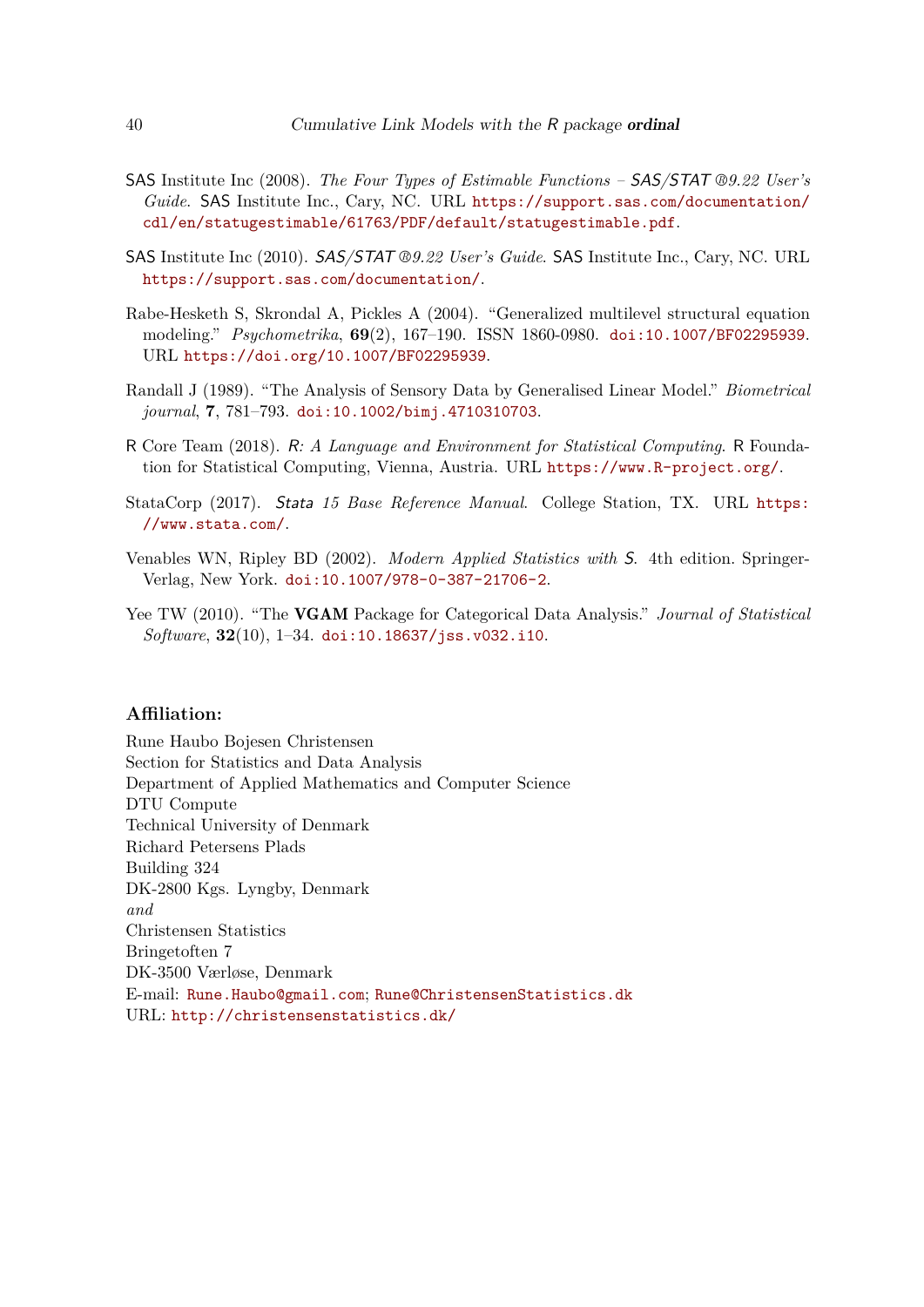SAS Institute Inc (2008). *The Four Types of Estimable Functions – SAS/STAT ®9.22 User's Guide*. SAS Institute Inc., Cary, NC. URL https://support.sas.com/documentation/cdl/en/statugestimable/61763/PDF/default/statugestimable.pdf.

SAS Institute Inc (2010). *SAS/STAT ®9.22 User's Guide*. SAS Institute Inc., Cary, NC. URL https://support.sas.com/documentation/.

Rabe-Hesketh S, Skrondal A, Pickles A (2004). "Generalized multilevel structural equation modeling." *Psychometrika*, **69**(2), 167–190. ISSN 1860-0980. doi:10.1007/BF02295939. URL https://doi.org/10.1007/BF02295939.

Randall J (1989). "The Analysis of Sensory Data by Generalised Linear Model." *Biometrical journal*, **7**, 781–793. doi:10.1002/bimj.4710310703.

R Core Team (2018). *R: A Language and Environment for Statistical Computing*. R Foundation for Statistical Computing, Vienna, Austria. URL https://www.R-project.org/.

StataCorp (2017). *Stata 15 Base Reference Manual*. College Station, TX. URL https://www.stata.com/.

Venables WN, Ripley BD (2002). *Modern Applied Statistics with S*. 4th edition. Springer-Verlag, New York. doi:10.1007/978-0-387-21706-2.

Yee TW (2010). "The **VGAM** Package for Categorical Data Analysis." *Journal of Statistical Software*, **32**(10), 1–34. doi:10.18637/jss.v032.i10.

**Affiliation:**

Rune Haubo Bojesen Christensen
Section for Statistics and Data Analysis
Department of Applied Mathematics and Computer Science
DTU Compute
Technical University of Denmark
Richard Petersens Plads
Building 324
DK-2800 Kgs. Lyngby, Denmark
*and*
Christensen Statistics
Bringetoften 7
DK-3500 Værløse, Denmark
E-mail: Rune.Haubo@gmail.com; Rune@ChristensenStatistics.dk
URL: http://christensenstatistics.dk/